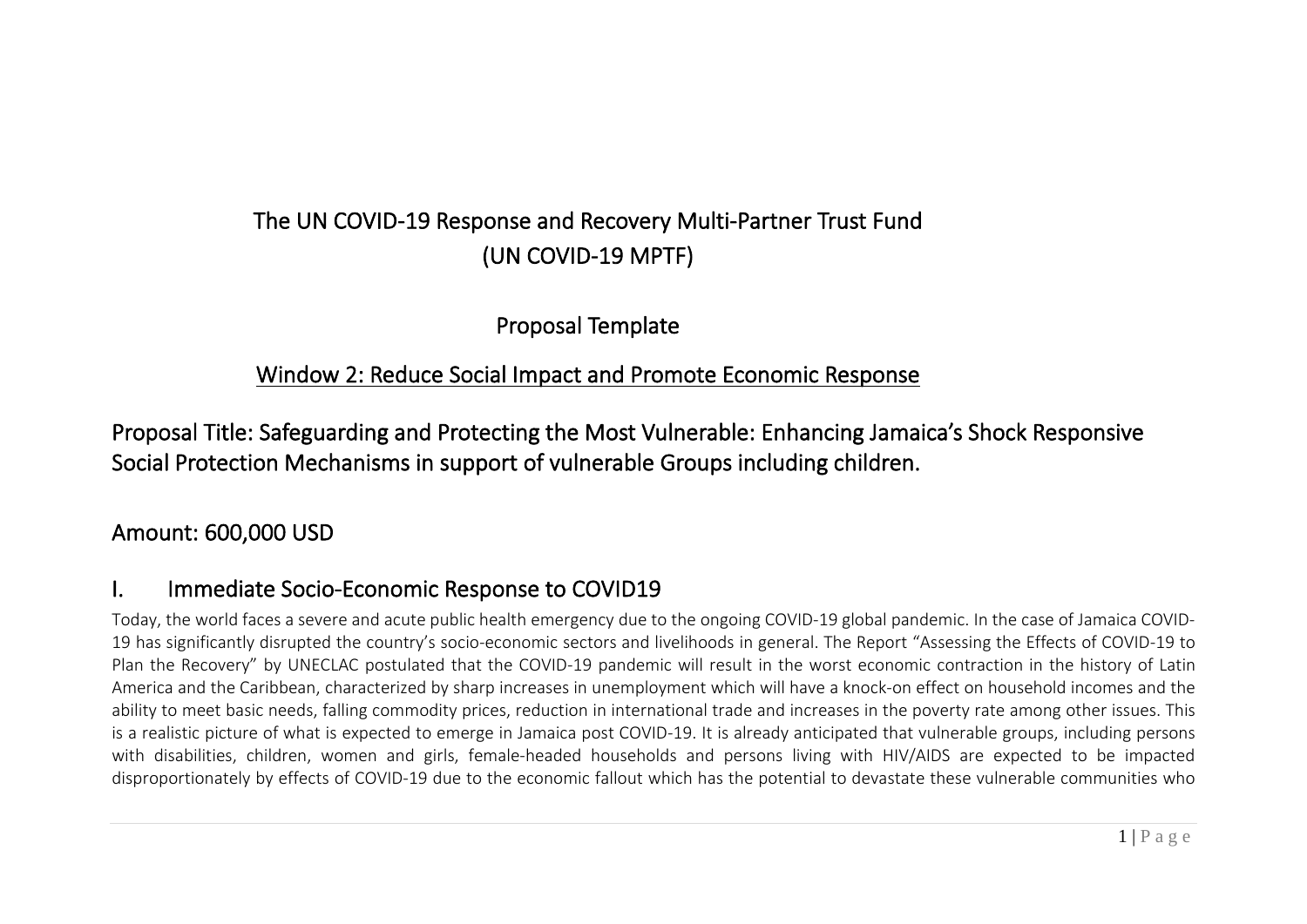# The UN COVID-19 Response and Recovery Multi-Partner Trust Fund (UN COVID-19 MPTF)

## Proposal Template

## Window 2: Reduce Social Impact and Promote Economic Response

## Proposal Title: Safeguarding and Protecting the Most Vulnerable: Enhancing Jamaica's Shock Responsive Social Protection Mechanisms in support of vulnerable Groups including children.

## Amount: 600,000 USD

## I. Immediate Socio-Economic Response to COVID19

Today, the world faces a severe and acute public health emergency due to the ongoing COVID-19 global pandemic. In the case of Jamaica COVID-19 has significantly disrupted the country's socio-economic sectors and livelihoods in general. The Report "Assessing the Effects of COVID-19 to Plan the Recovery" by UNECLAC postulated that the COVID-19 pandemic will result in the worst economic contraction in the history of Latin America and the Caribbean, characterized by sharp increases in unemployment which will have a knock-on effect on household incomes and the ability to meet basic needs, falling commodity prices, reduction in international trade and increases in the poverty rate among other issues. This is a realistic picture of what is expected to emerge in Jamaica post COVID-19. It is already anticipated that vulnerable groups, including persons with disabilities, children, women and girls, female-headed households and persons living with HIV/AIDS are expected to be impacted disproportionately by effects of COVID-19 due to the economic fallout which has the potential to devastate these vulnerable communities who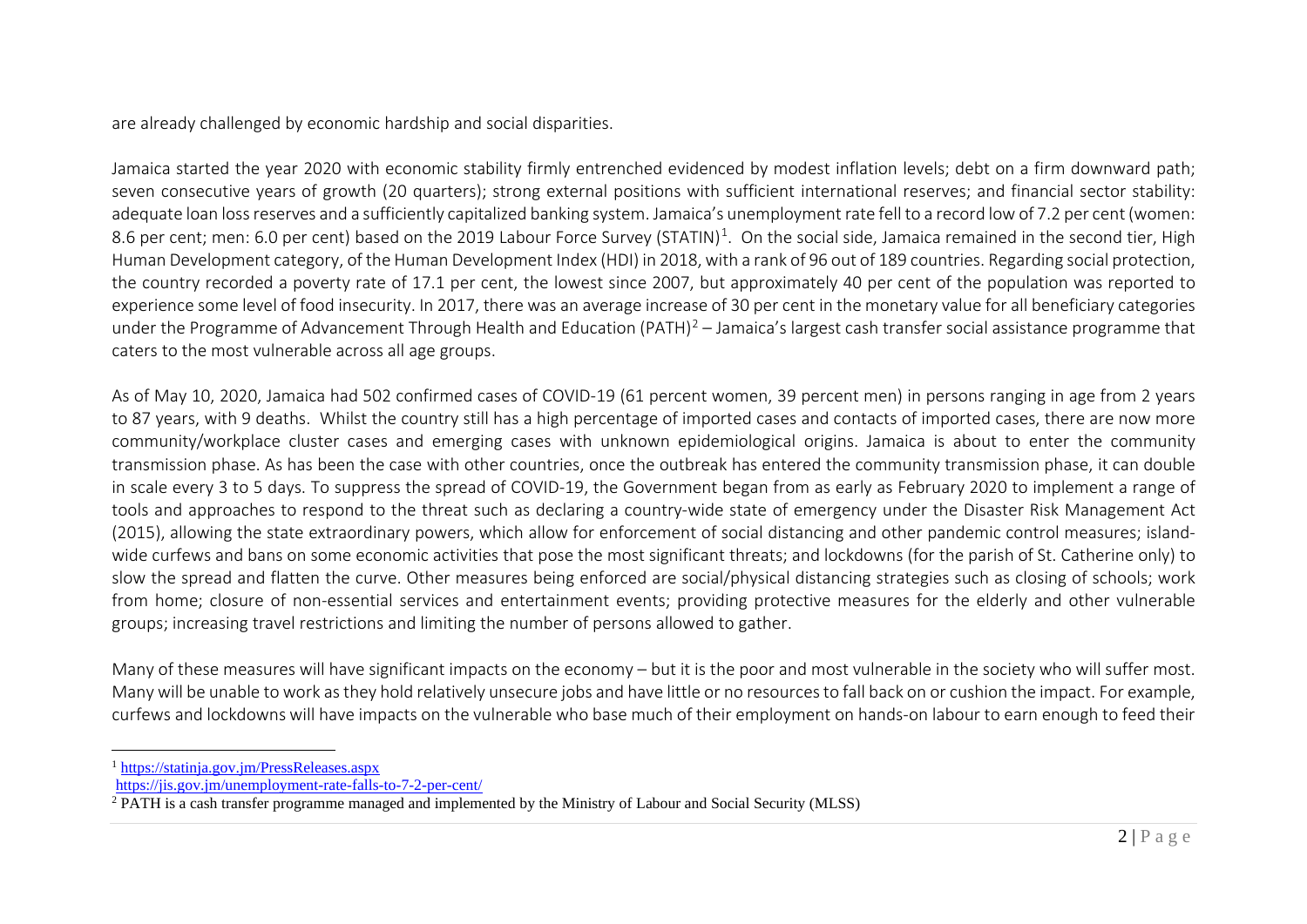are already challenged by economic hardship and social disparities.

Jamaica started the year 2020 with economic stability firmly entrenched evidenced by modest inflation levels; debt on a firm downward path; seven consecutive years of growth (20 quarters); strong external positions with sufficient international reserves; and financial sector stability: adequate loan loss reserves and a sufficiently capitalized banking system. Jamaica's unemployment rate fell to a record low of 7.2 per cent (women: 8.6 per cent; men: 6.0 per cent) based on the 2019 Labour Force Survey (STATIN)[1]. On the social side, Jamaica remained in the second tier, High Human Development category, of the Human Development Index (HDI) in 2018, with a rank of 96 out of 189 countries. Regarding social protection, the country recorded a poverty rate of 17.1 per cent, the lowest since 2007, but approximately 40 per cent of the population was reported to experience some level of food insecurity. In 2017, there was an average increase of 30 per cent in the monetary value for all beneficiary categories under the Programme of Advancement Through Health and Education (PATH)[2] – Jamaica's largest cash transfer social assistance programme that caters to the most vulnerable across all age groups.

As of May 10, 2020, Jamaica had 502 confirmed cases of COVID-19 (61 percent women, 39 percent men) in persons ranging in age from 2 years to 87 years, with 9 deaths. Whilst the country still has a high percentage of imported cases and contacts of imported cases, there are now more community/workplace cluster cases and emerging cases with unknown epidemiological origins. Jamaica is about to enter the community transmission phase. As has been the case with other countries, once the outbreak has entered the community transmission phase, it can double in scale every 3 to 5 days. To suppress the spread of COVID-19, the Government began from as early as February 2020 to implement a range of tools and approaches to respond to the threat such as declaring a country-wide state of emergency under the Disaster Risk Management Act (2015), allowing the state extraordinary powers, which allow for enforcement of social distancing and other pandemic control measures; island-wide curfews and bans on some economic activities that pose the most significant threats; and lockdowns (for the parish of St. Catherine only) to slow the spread and flatten the curve. Other measures being enforced are social/physical distancing strategies such as closing of schools; work from home; closure of non-essential services and entertainment events; providing protective measures for the elderly and other vulnerable groups; increasing travel restrictions and limiting the number of persons allowed to gather.

Many of these measures will have significant impacts on the economy – but it is the poor and most vulnerable in the society who will suffer most. Many will be unable to work as they hold relatively unsecure jobs and have little or no resources to fall back on or cushion the impact. For example, curfews and lockdowns will have impacts on the vulnerable who base much of their employment on hands-on labour to earn enough to feed their

---

[1] https://statinja.gov.jm/PressReleases.aspx
https://jis.gov.jm/unemployment-rate-falls-to-7-2-per-cent/

[2] PATH is a cash transfer programme managed and implemented by the Ministry of Labour and Social Security (MLSS)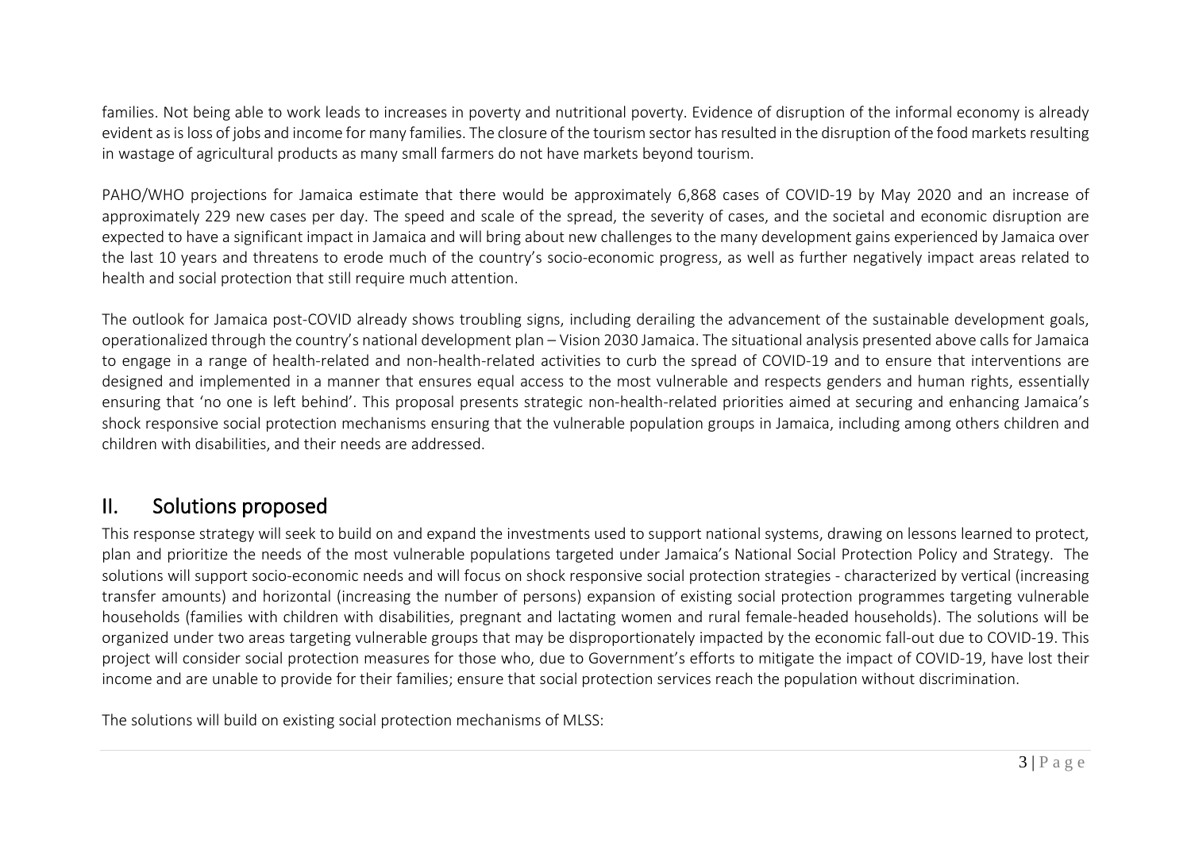families. Not being able to work leads to increases in poverty and nutritional poverty. Evidence of disruption of the informal economy is already evident as is loss of jobs and income for many families. The closure of the tourism sector has resulted in the disruption of the food markets resulting in wastage of agricultural products as many small farmers do not have markets beyond tourism.

PAHO/WHO projections for Jamaica estimate that there would be approximately 6,868 cases of COVID-19 by May 2020 and an increase of approximately 229 new cases per day. The speed and scale of the spread, the severity of cases, and the societal and economic disruption are expected to have a significant impact in Jamaica and will bring about new challenges to the many development gains experienced by Jamaica over the last 10 years and threatens to erode much of the country's socio-economic progress, as well as further negatively impact areas related to health and social protection that still require much attention.

The outlook for Jamaica post-COVID already shows troubling signs, including derailing the advancement of the sustainable development goals, operationalized through the country's national development plan – Vision 2030 Jamaica. The situational analysis presented above calls for Jamaica to engage in a range of health-related and non-health-related activities to curb the spread of COVID-19 and to ensure that interventions are designed and implemented in a manner that ensures equal access to the most vulnerable and respects genders and human rights, essentially ensuring that 'no one is left behind'. This proposal presents strategic non-health-related priorities aimed at securing and enhancing Jamaica's shock responsive social protection mechanisms ensuring that the vulnerable population groups in Jamaica, including among others children and children with disabilities, and their needs are addressed.

## II. Solutions proposed

This response strategy will seek to build on and expand the investments used to support national systems, drawing on lessons learned to protect, plan and prioritize the needs of the most vulnerable populations targeted under Jamaica's National Social Protection Policy and Strategy. The solutions will support socio-economic needs and will focus on shock responsive social protection strategies - characterized by vertical (increasing transfer amounts) and horizontal (increasing the number of persons) expansion of existing social protection programmes targeting vulnerable households (families with children with disabilities, pregnant and lactating women and rural female-headed households). The solutions will be organized under two areas targeting vulnerable groups that may be disproportionately impacted by the economic fall-out due to COVID-19. This project will consider social protection measures for those who, due to Government's efforts to mitigate the impact of COVID-19, have lost their income and are unable to provide for their families; ensure that social protection services reach the population without discrimination.

The solutions will build on existing social protection mechanisms of MLSS: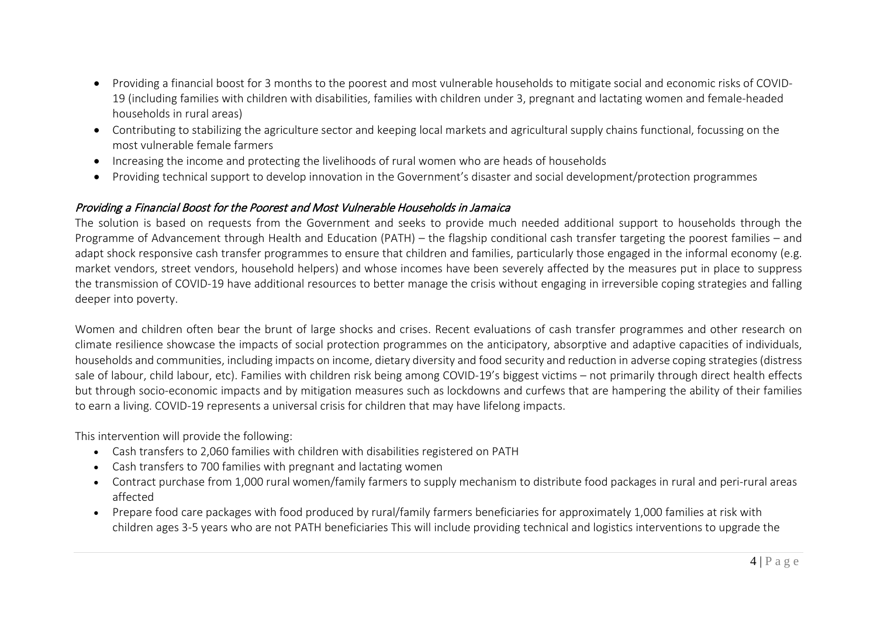- Providing a financial boost for 3 months to the poorest and most vulnerable households to mitigate social and economic risks of COVID-19 (including families with children with disabilities, families with children under 3, pregnant and lactating women and female-headed households in rural areas)
- Contributing to stabilizing the agriculture sector and keeping local markets and agricultural supply chains functional, focussing on the most vulnerable female farmers
- Increasing the income and protecting the livelihoods of rural women who are heads of households
- Providing technical support to develop innovation in the Government's disaster and social development/protection programmes

*Providing a Financial Boost for the Poorest and Most Vulnerable Households in Jamaica*

The solution is based on requests from the Government and seeks to provide much needed additional support to households through the Programme of Advancement through Health and Education (PATH) – the flagship conditional cash transfer targeting the poorest families – and adapt shock responsive cash transfer programmes to ensure that children and families, particularly those engaged in the informal economy (e.g. market vendors, street vendors, household helpers) and whose incomes have been severely affected by the measures put in place to suppress the transmission of COVID-19 have additional resources to better manage the crisis without engaging in irreversible coping strategies and falling deeper into poverty.

Women and children often bear the brunt of large shocks and crises. Recent evaluations of cash transfer programmes and other research on climate resilience showcase the impacts of social protection programmes on the anticipatory, absorptive and adaptive capacities of individuals, households and communities, including impacts on income, dietary diversity and food security and reduction in adverse coping strategies (distress sale of labour, child labour, etc). Families with children risk being among COVID-19's biggest victims – not primarily through direct health effects but through socio-economic impacts and by mitigation measures such as lockdowns and curfews that are hampering the ability of their families to earn a living. COVID-19 represents a universal crisis for children that may have lifelong impacts.

This intervention will provide the following:

- Cash transfers to 2,060 families with children with disabilities registered on PATH
- Cash transfers to 700 families with pregnant and lactating women
- Contract purchase from 1,000 rural women/family farmers to supply mechanism to distribute food packages in rural and peri-rural areas affected
- Prepare food care packages with food produced by rural/family farmers beneficiaries for approximately 1,000 families at risk with children ages 3-5 years who are not PATH beneficiaries This will include providing technical and logistics interventions to upgrade the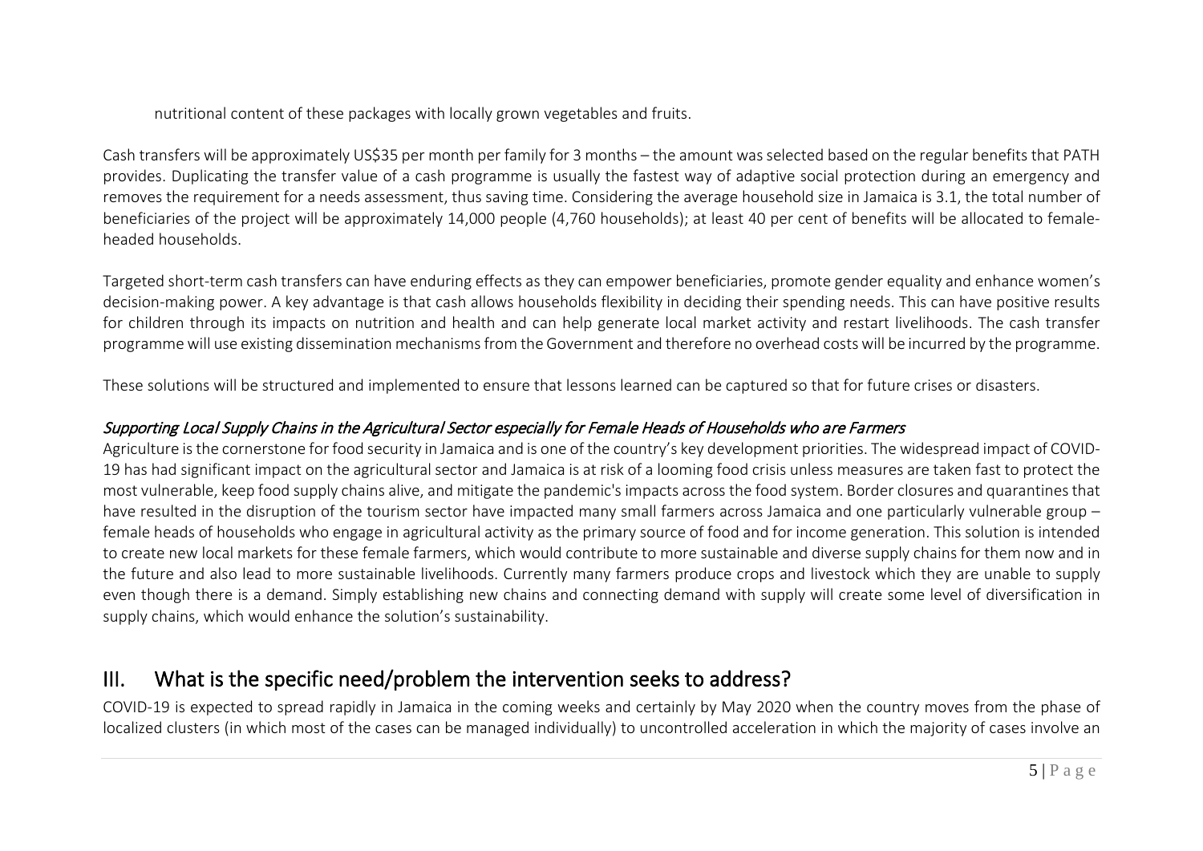nutritional content of these packages with locally grown vegetables and fruits.

Cash transfers will be approximately US$35 per month per family for 3 months – the amount was selected based on the regular benefits that PATH provides. Duplicating the transfer value of a cash programme is usually the fastest way of adaptive social protection during an emergency and removes the requirement for a needs assessment, thus saving time. Considering the average household size in Jamaica is 3.1, the total number of beneficiaries of the project will be approximately 14,000 people (4,760 households); at least 40 per cent of benefits will be allocated to female-headed households.

Targeted short-term cash transfers can have enduring effects as they can empower beneficiaries, promote gender equality and enhance women's decision-making power. A key advantage is that cash allows households flexibility in deciding their spending needs. This can have positive results for children through its impacts on nutrition and health and can help generate local market activity and restart livelihoods. The cash transfer programme will use existing dissemination mechanisms from the Government and therefore no overhead costs will be incurred by the programme.

These solutions will be structured and implemented to ensure that lessons learned can be captured so that for future crises or disasters.

*Supporting Local Supply Chains in the Agricultural Sector especially for Female Heads of Households who are Farmers*

Agriculture is the cornerstone for food security in Jamaica and is one of the country's key development priorities. The widespread impact of COVID-19 has had significant impact on the agricultural sector and Jamaica is at risk of a looming food crisis unless measures are taken fast to protect the most vulnerable, keep food supply chains alive, and mitigate the pandemic's impacts across the food system. Border closures and quarantines that have resulted in the disruption of the tourism sector have impacted many small farmers across Jamaica and one particularly vulnerable group – female heads of households who engage in agricultural activity as the primary source of food and for income generation. This solution is intended to create new local markets for these female farmers, which would contribute to more sustainable and diverse supply chains for them now and in the future and also lead to more sustainable livelihoods. Currently many farmers produce crops and livestock which they are unable to supply even though there is a demand. Simply establishing new chains and connecting demand with supply will create some level of diversification in supply chains, which would enhance the solution's sustainability.

## III. What is the specific need/problem the intervention seeks to address?

COVID-19 is expected to spread rapidly in Jamaica in the coming weeks and certainly by May 2020 when the country moves from the phase of localized clusters (in which most of the cases can be managed individually) to uncontrolled acceleration in which the majority of cases involve an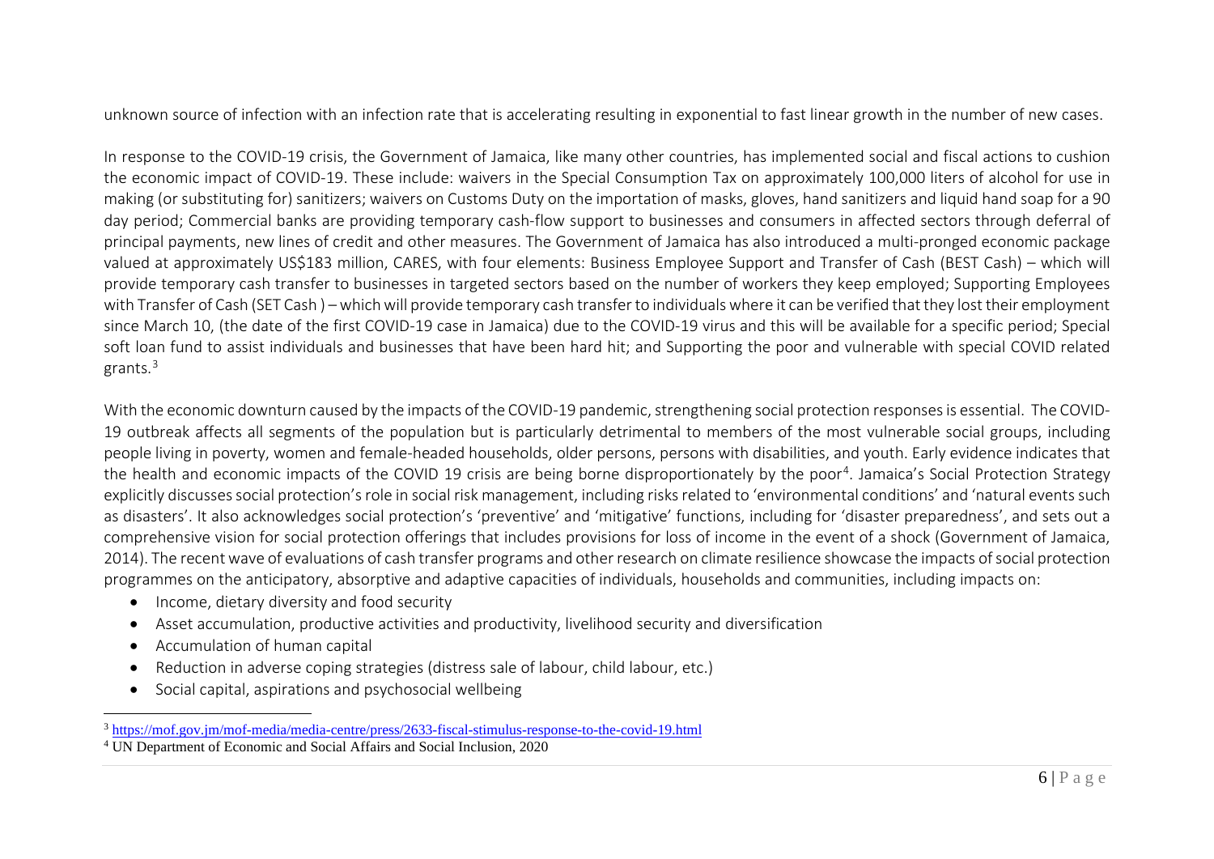unknown source of infection with an infection rate that is accelerating resulting in exponential to fast linear growth in the number of new cases.

In response to the COVID-19 crisis, the Government of Jamaica, like many other countries, has implemented social and fiscal actions to cushion the economic impact of COVID-19. These include: waivers in the Special Consumption Tax on approximately 100,000 liters of alcohol for use in making (or substituting for) sanitizers; waivers on Customs Duty on the importation of masks, gloves, hand sanitizers and liquid hand soap for a 90 day period; Commercial banks are providing temporary cash-flow support to businesses and consumers in affected sectors through deferral of principal payments, new lines of credit and other measures. The Government of Jamaica has also introduced a multi-pronged economic package valued at approximately US$183 million, CARES, with four elements: Business Employee Support and Transfer of Cash (BEST Cash) – which will provide temporary cash transfer to businesses in targeted sectors based on the number of workers they keep employed; Supporting Employees with Transfer of Cash (SET Cash ) – which will provide temporary cash transfer to individuals where it can be verified that they lost their employment since March 10, (the date of the first COVID-19 case in Jamaica) due to the COVID-19 virus and this will be available for a specific period; Special soft loan fund to assist individuals and businesses that have been hard hit; and Supporting the poor and vulnerable with special COVID related grants.[3]

With the economic downturn caused by the impacts of the COVID-19 pandemic, strengthening social protection responses is essential. The COVID-19 outbreak affects all segments of the population but is particularly detrimental to members of the most vulnerable social groups, including people living in poverty, women and female-headed households, older persons, persons with disabilities, and youth. Early evidence indicates that the health and economic impacts of the COVID 19 crisis are being borne disproportionately by the poor[4]. Jamaica's Social Protection Strategy explicitly discusses social protection's role in social risk management, including risks related to 'environmental conditions' and 'natural events such as disasters'. It also acknowledges social protection's 'preventive' and 'mitigative' functions, including for 'disaster preparedness', and sets out a comprehensive vision for social protection offerings that includes provisions for loss of income in the event of a shock (Government of Jamaica, 2014). The recent wave of evaluations of cash transfer programs and other research on climate resilience showcase the impacts of social protection programmes on the anticipatory, absorptive and adaptive capacities of individuals, households and communities, including impacts on:

- Income, dietary diversity and food security
- Asset accumulation, productive activities and productivity, livelihood security and diversification
- Accumulation of human capital
- Reduction in adverse coping strategies (distress sale of labour, child labour, etc.)
- Social capital, aspirations and psychosocial wellbeing

---

[3] https://mof.gov.jm/mof-media/media-centre/press/2633-fiscal-stimulus-response-to-the-covid-19.html

[4] UN Department of Economic and Social Affairs and Social Inclusion, 2020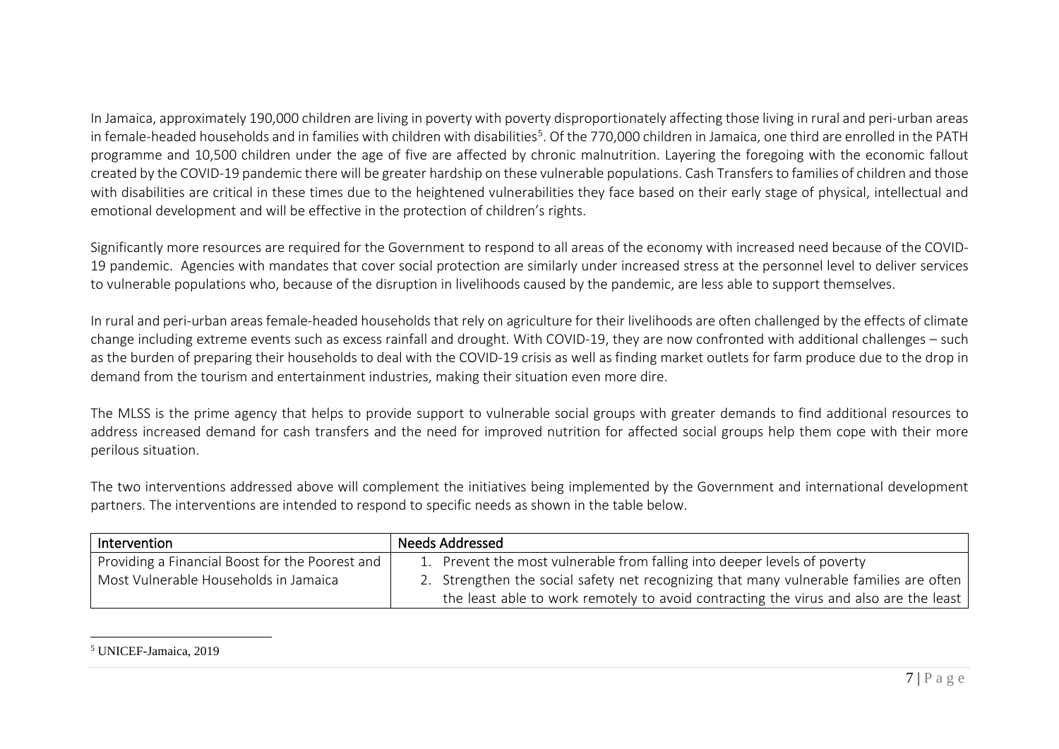In Jamaica, approximately 190,000 children are living in poverty with poverty disproportionately affecting those living in rural and peri-urban areas in female-headed households and in families with children with disabilities[5]. Of the 770,000 children in Jamaica, one third are enrolled in the PATH programme and 10,500 children under the age of five are affected by chronic malnutrition. Layering the foregoing with the economic fallout created by the COVID-19 pandemic there will be greater hardship on these vulnerable populations. Cash Transfers to families of children and those with disabilities are critical in these times due to the heightened vulnerabilities they face based on their early stage of physical, intellectual and emotional development and will be effective in the protection of children's rights.

Significantly more resources are required for the Government to respond to all areas of the economy with increased need because of the COVID-19 pandemic. Agencies with mandates that cover social protection are similarly under increased stress at the personnel level to deliver services to vulnerable populations who, because of the disruption in livelihoods caused by the pandemic, are less able to support themselves.

In rural and peri-urban areas female-headed households that rely on agriculture for their livelihoods are often challenged by the effects of climate change including extreme events such as excess rainfall and drought. With COVID-19, they are now confronted with additional challenges – such as the burden of preparing their households to deal with the COVID-19 crisis as well as finding market outlets for farm produce due to the drop in demand from the tourism and entertainment industries, making their situation even more dire.

The MLSS is the prime agency that helps to provide support to vulnerable social groups with greater demands to find additional resources to address increased demand for cash transfers and the need for improved nutrition for affected social groups help them cope with their more perilous situation.

The two interventions addressed above will complement the initiatives being implemented by the Government and international development partners. The interventions are intended to respond to specific needs as shown in the table below.

| Intervention | Needs Addressed |
| --- | --- |
| Providing a Financial Boost for the Poorest and Most Vulnerable Households in Jamaica | 1. Prevent the most vulnerable from falling into deeper levels of poverty<br>2. Strengthen the social safety net recognizing that many vulnerable families are often the least able to work remotely to avoid contracting the virus and also are the least |

[5] UNICEF-Jamaica, 2019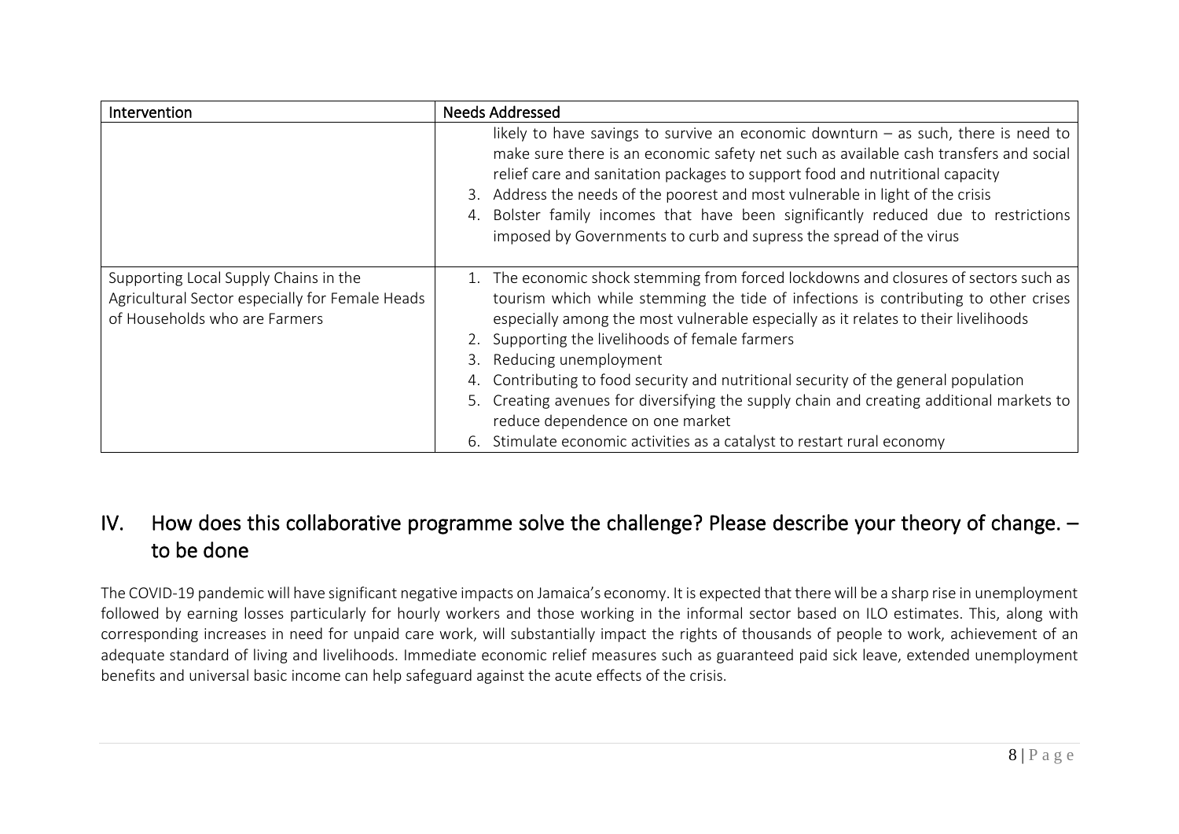| Intervention | Needs Addressed |
| --- | --- |
| | likely to have savings to survive an economic downturn – as such, there is need to make sure there is an economic safety net such as available cash transfers and social relief care and sanitation packages to support food and nutritional capacity<br>3. Address the needs of the poorest and most vulnerable in light of the crisis<br>4. Bolster family incomes that have been significantly reduced due to restrictions imposed by Governments to curb and supress the spread of the virus |
| Supporting Local Supply Chains in the Agricultural Sector especially for Female Heads of Households who are Farmers | 1. The economic shock stemming from forced lockdowns and closures of sectors such as tourism which while stemming the tide of infections is contributing to other crises especially among the most vulnerable especially as it relates to their livelihoods<br>2. Supporting the livelihoods of female farmers<br>3. Reducing unemployment<br>4. Contributing to food security and nutritional security of the general population<br>5. Creating avenues for diversifying the supply chain and creating additional markets to reduce dependence on one market<br>6. Stimulate economic activities as a catalyst to restart rural economy |

## IV. How does this collaborative programme solve the challenge? Please describe your theory of change. – to be done

The COVID-19 pandemic will have significant negative impacts on Jamaica's economy. It is expected that there will be a sharp rise in unemployment followed by earning losses particularly for hourly workers and those working in the informal sector based on ILO estimates. This, along with corresponding increases in need for unpaid care work, will substantially impact the rights of thousands of people to work, achievement of an adequate standard of living and livelihoods. Immediate economic relief measures such as guaranteed paid sick leave, extended unemployment benefits and universal basic income can help safeguard against the acute effects of the crisis.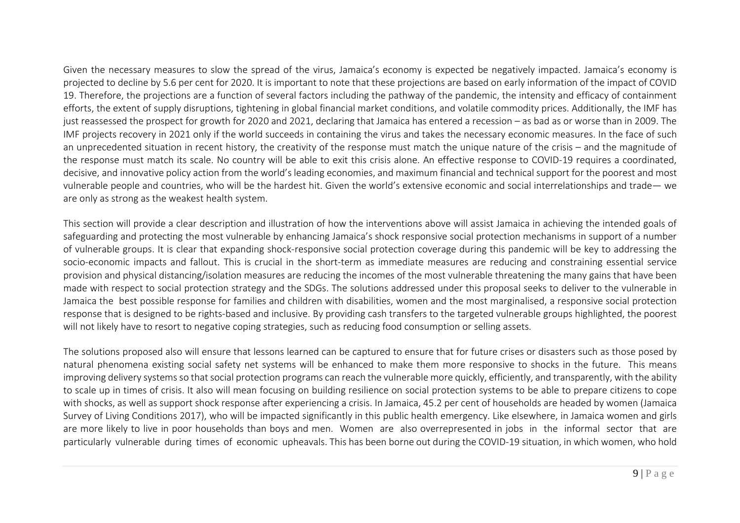Given the necessary measures to slow the spread of the virus, Jamaica's economy is expected be negatively impacted. Jamaica's economy is projected to decline by 5.6 per cent for 2020. It is important to note that these projections are based on early information of the impact of COVID 19. Therefore, the projections are a function of several factors including the pathway of the pandemic, the intensity and efficacy of containment efforts, the extent of supply disruptions, tightening in global financial market conditions, and volatile commodity prices. Additionally, the IMF has just reassessed the prospect for growth for 2020 and 2021, declaring that Jamaica has entered a recession – as bad as or worse than in 2009. The IMF projects recovery in 2021 only if the world succeeds in containing the virus and takes the necessary economic measures. In the face of such an unprecedented situation in recent history, the creativity of the response must match the unique nature of the crisis – and the magnitude of the response must match its scale. No country will be able to exit this crisis alone. An effective response to COVID-19 requires a coordinated, decisive, and innovative policy action from the world's leading economies, and maximum financial and technical support for the poorest and most vulnerable people and countries, who will be the hardest hit. Given the world's extensive economic and social interrelationships and trade— we are only as strong as the weakest health system.

This section will provide a clear description and illustration of how the interventions above will assist Jamaica in achieving the intended goals of safeguarding and protecting the most vulnerable by enhancing Jamaica's shock responsive social protection mechanisms in support of a number of vulnerable groups. It is clear that expanding shock-responsive social protection coverage during this pandemic will be key to addressing the socio-economic impacts and fallout. This is crucial in the short-term as immediate measures are reducing and constraining essential service provision and physical distancing/isolation measures are reducing the incomes of the most vulnerable threatening the many gains that have been made with respect to social protection strategy and the SDGs. The solutions addressed under this proposal seeks to deliver to the vulnerable in Jamaica the best possible response for families and children with disabilities, women and the most marginalised, a responsive social protection response that is designed to be rights-based and inclusive. By providing cash transfers to the targeted vulnerable groups highlighted, the poorest will not likely have to resort to negative coping strategies, such as reducing food consumption or selling assets.

The solutions proposed also will ensure that lessons learned can be captured to ensure that for future crises or disasters such as those posed by natural phenomena existing social safety net systems will be enhanced to make them more responsive to shocks in the future. This means improving delivery systems so that social protection programs can reach the vulnerable more quickly, efficiently, and transparently, with the ability to scale up in times of crisis. It also will mean focusing on building resilience on social protection systems to be able to prepare citizens to cope with shocks, as well as support shock response after experiencing a crisis. In Jamaica, 45.2 per cent of households are headed by women (Jamaica Survey of Living Conditions 2017), who will be impacted significantly in this public health emergency. Like elsewhere, in Jamaica women and girls are more likely to live in poor households than boys and men. Women are also overrepresented in jobs in the informal sector that are particularly vulnerable during times of economic upheavals. This has been borne out during the COVID-19 situation, in which women, who hold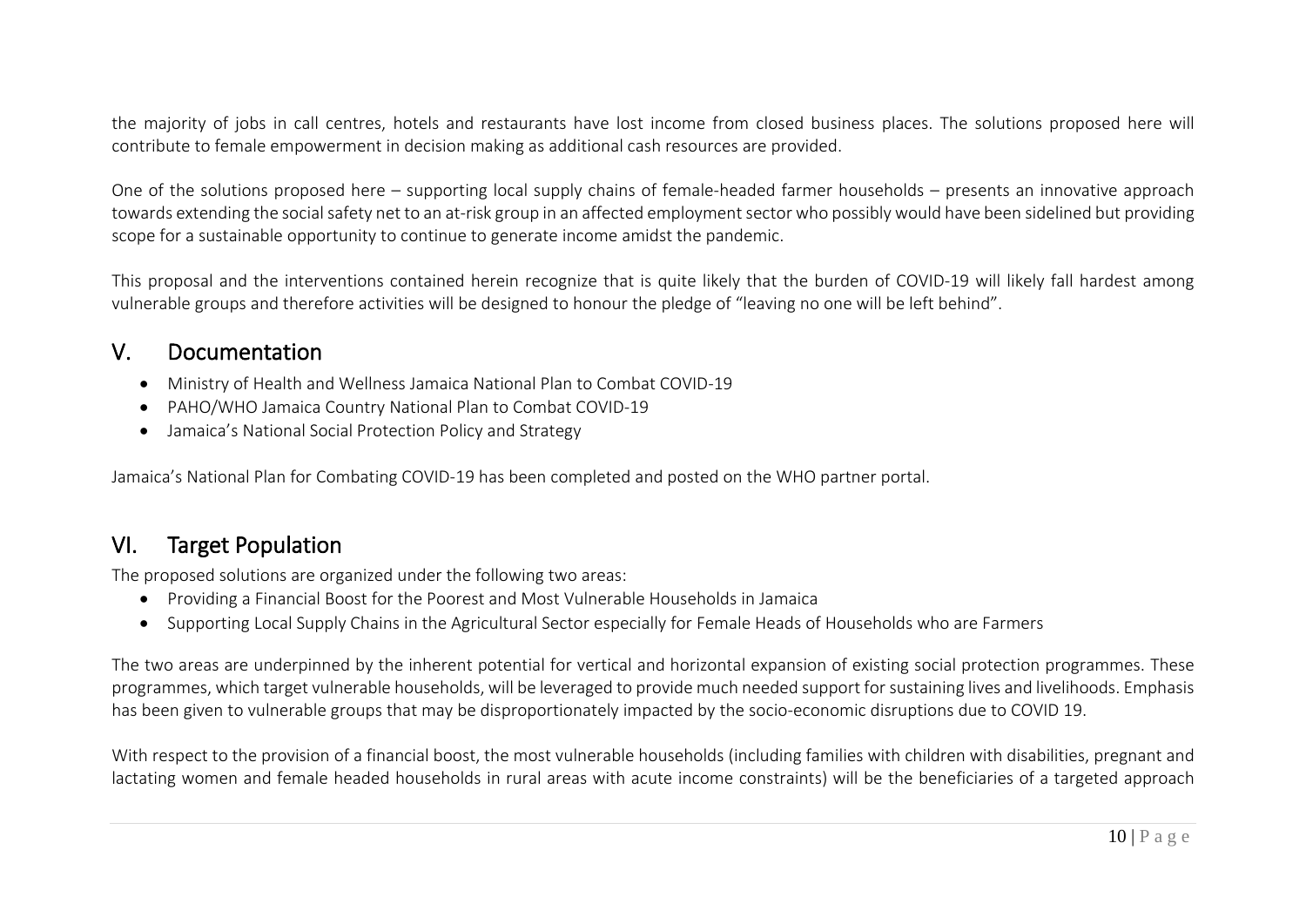the majority of jobs in call centres, hotels and restaurants have lost income from closed business places. The solutions proposed here will contribute to female empowerment in decision making as additional cash resources are provided.

One of the solutions proposed here – supporting local supply chains of female-headed farmer households – presents an innovative approach towards extending the social safety net to an at-risk group in an affected employment sector who possibly would have been sidelined but providing scope for a sustainable opportunity to continue to generate income amidst the pandemic.

This proposal and the interventions contained herein recognize that is quite likely that the burden of COVID-19 will likely fall hardest among vulnerable groups and therefore activities will be designed to honour the pledge of "leaving no one will be left behind".

## V. Documentation

- Ministry of Health and Wellness Jamaica National Plan to Combat COVID-19
- PAHO/WHO Jamaica Country National Plan to Combat COVID-19
- Jamaica's National Social Protection Policy and Strategy

Jamaica's National Plan for Combating COVID-19 has been completed and posted on the WHO partner portal.

## VI. Target Population

The proposed solutions are organized under the following two areas:

- Providing a Financial Boost for the Poorest and Most Vulnerable Households in Jamaica
- Supporting Local Supply Chains in the Agricultural Sector especially for Female Heads of Households who are Farmers

The two areas are underpinned by the inherent potential for vertical and horizontal expansion of existing social protection programmes. These programmes, which target vulnerable households, will be leveraged to provide much needed support for sustaining lives and livelihoods. Emphasis has been given to vulnerable groups that may be disproportionately impacted by the socio-economic disruptions due to COVID 19.

With respect to the provision of a financial boost, the most vulnerable households (including families with children with disabilities, pregnant and lactating women and female headed households in rural areas with acute income constraints) will be the beneficiaries of a targeted approach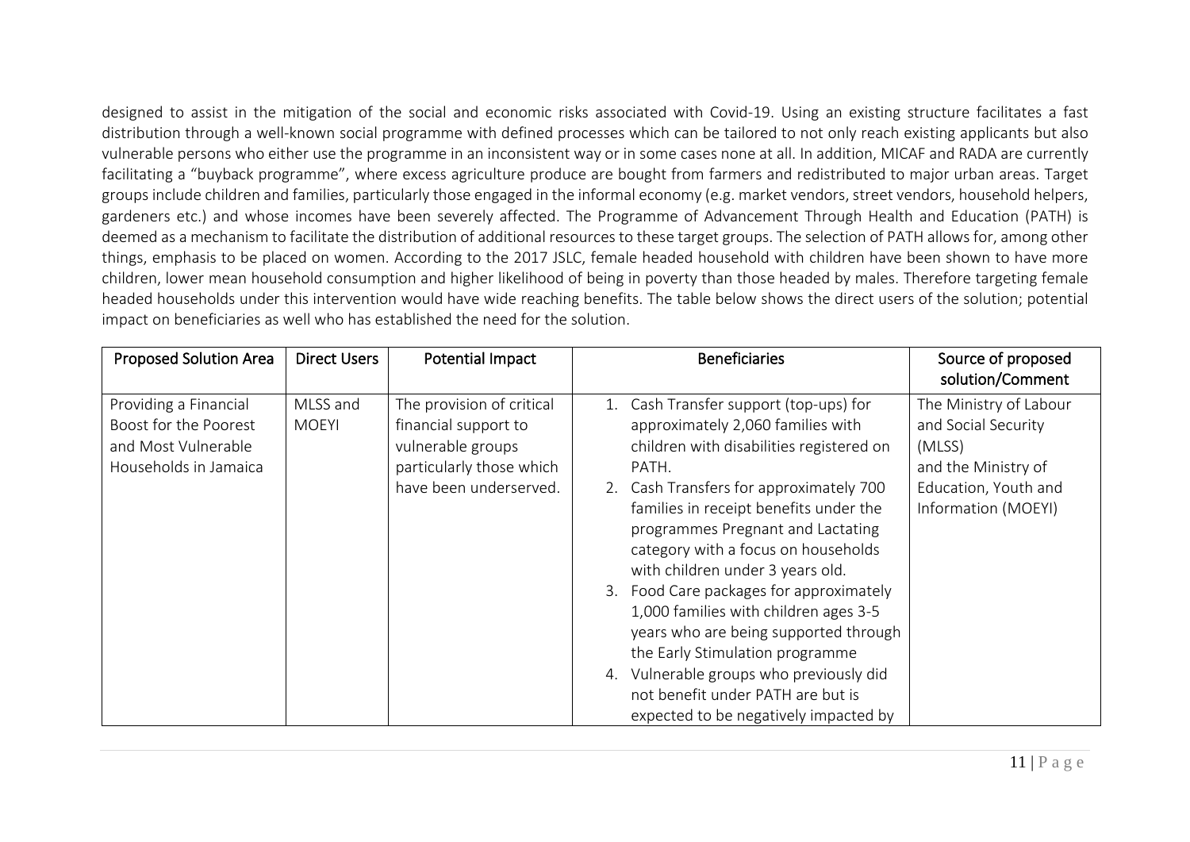designed to assist in the mitigation of the social and economic risks associated with Covid-19. Using an existing structure facilitates a fast distribution through a well-known social programme with defined processes which can be tailored to not only reach existing applicants but also vulnerable persons who either use the programme in an inconsistent way or in some cases none at all. In addition, MICAF and RADA are currently facilitating a "buyback programme", where excess agriculture produce are bought from farmers and redistributed to major urban areas. Target groups include children and families, particularly those engaged in the informal economy (e.g. market vendors, street vendors, household helpers, gardeners etc.) and whose incomes have been severely affected. The Programme of Advancement Through Health and Education (PATH) is deemed as a mechanism to facilitate the distribution of additional resources to these target groups. The selection of PATH allows for, among other things, emphasis to be placed on women. According to the 2017 JSLC, female headed household with children have been shown to have more children, lower mean household consumption and higher likelihood of being in poverty than those headed by males. Therefore targeting female headed households under this intervention would have wide reaching benefits. The table below shows the direct users of the solution; potential impact on beneficiaries as well who has established the need for the solution.

| Proposed Solution Area | Direct Users | Potential Impact | Beneficiaries | Source of proposed solution/Comment |
|---|---|---|---|---|
| Providing a Financial Boost for the Poorest and Most Vulnerable Households in Jamaica | MLSS and MOEYI | The provision of critical financial support to vulnerable groups particularly those which have been underserved. | 1. Cash Transfer support (top-ups) for approximately 2,060 families with children with disabilities registered on PATH.<br>2. Cash Transfers for approximately 700 families in receipt benefits under the programmes Pregnant and Lactating category with a focus on households with children under 3 years old.<br>3. Food Care packages for approximately 1,000 families with children ages 3-5 years who are being supported through the Early Stimulation programme<br>4. Vulnerable groups who previously did not benefit under PATH are but is expected to be negatively impacted by | The Ministry of Labour and Social Security (MLSS) and the Ministry of Education, Youth and Information (MOEYI) |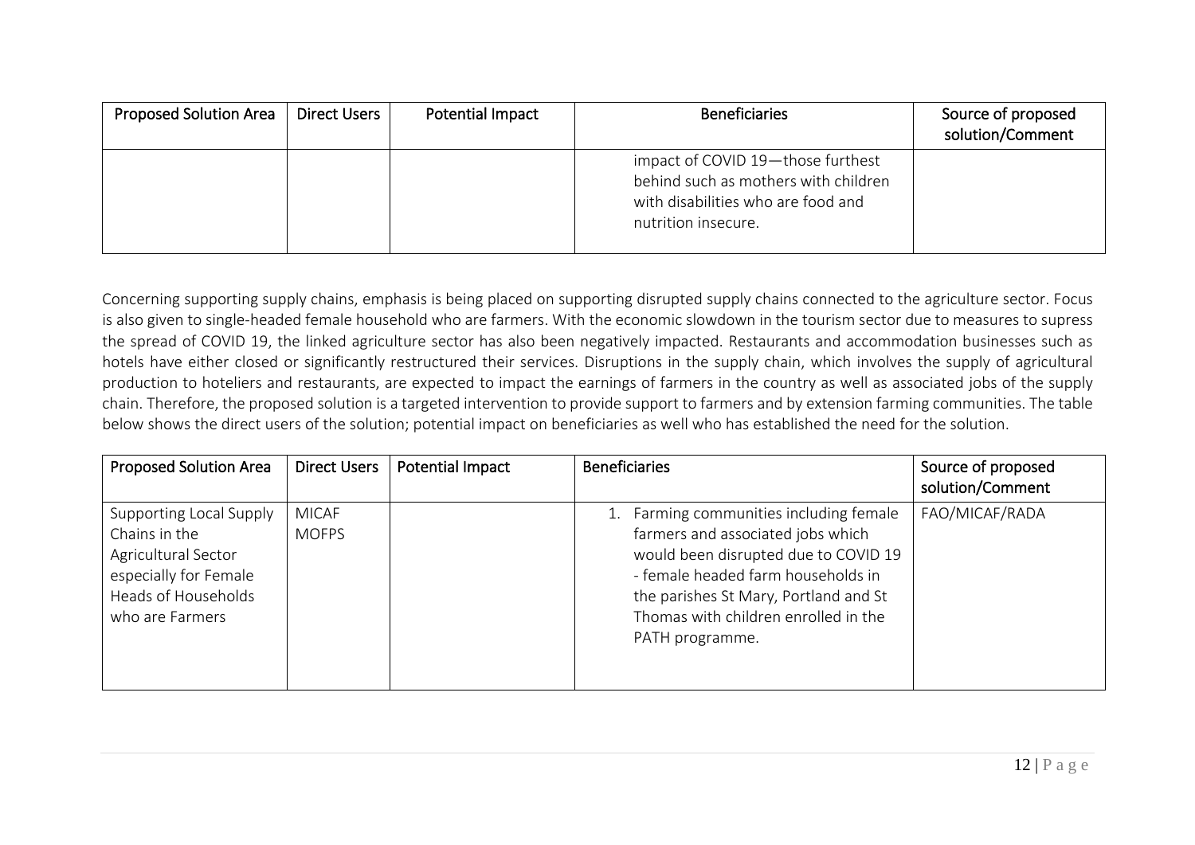| Proposed Solution Area | Direct Users | Potential Impact | Beneficiaries | Source of proposed solution/Comment |
|---|---|---|---|---|
| | | | impact of COVID 19—those furthest behind such as mothers with children with disabilities who are food and nutrition insecure. | |

Concerning supporting supply chains, emphasis is being placed on supporting disrupted supply chains connected to the agriculture sector. Focus is also given to single-headed female household who are farmers. With the economic slowdown in the tourism sector due to measures to supress the spread of COVID 19, the linked agriculture sector has also been negatively impacted. Restaurants and accommodation businesses such as hotels have either closed or significantly restructured their services. Disruptions in the supply chain, which involves the supply of agricultural production to hoteliers and restaurants, are expected to impact the earnings of farmers in the country as well as associated jobs of the supply chain. Therefore, the proposed solution is a targeted intervention to provide support to farmers and by extension farming communities. The table below shows the direct users of the solution; potential impact on beneficiaries as well who has established the need for the solution.

| Proposed Solution Area | Direct Users | Potential Impact | Beneficiaries | Source of proposed solution/Comment |
|---|---|---|---|---|
| Supporting Local Supply Chains in the Agricultural Sector especially for Female Heads of Households who are Farmers | MICAF<br>MOFPS | | 1. Farming communities including female farmers and associated jobs which would been disrupted due to COVID 19 - female headed farm households in the parishes St Mary, Portland and St Thomas with children enrolled in the PATH programme. | FAO/MICAF/RADA |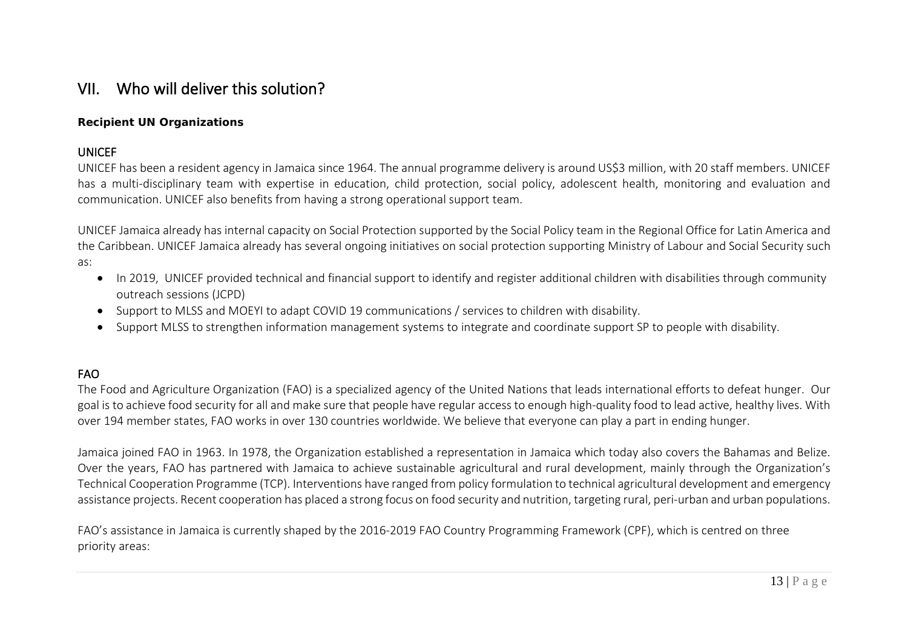## VII. Who will deliver this solution?

**Recipient UN Organizations**

### UNICEF

UNICEF has been a resident agency in Jamaica since 1964. The annual programme delivery is around US$3 million, with 20 staff members. UNICEF has a multi-disciplinary team with expertise in education, child protection, social policy, adolescent health, monitoring and evaluation and communication. UNICEF also benefits from having a strong operational support team.

UNICEF Jamaica already has internal capacity on Social Protection supported by the Social Policy team in the Regional Office for Latin America and the Caribbean. UNICEF Jamaica already has several ongoing initiatives on social protection supporting Ministry of Labour and Social Security such as:

- In 2019, UNICEF provided technical and financial support to identify and register additional children with disabilities through community outreach sessions (JCPD)
- Support to MLSS and MOEYI to adapt COVID 19 communications / services to children with disability.
- Support MLSS to strengthen information management systems to integrate and coordinate support SP to people with disability.

### FAO

The Food and Agriculture Organization (FAO) is a specialized agency of the United Nations that leads international efforts to defeat hunger. Our goal is to achieve food security for all and make sure that people have regular access to enough high-quality food to lead active, healthy lives. With over 194 member states, FAO works in over 130 countries worldwide. We believe that everyone can play a part in ending hunger.

Jamaica joined FAO in 1963. In 1978, the Organization established a representation in Jamaica which today also covers the Bahamas and Belize. Over the years, FAO has partnered with Jamaica to achieve sustainable agricultural and rural development, mainly through the Organization's Technical Cooperation Programme (TCP). Interventions have ranged from policy formulation to technical agricultural development and emergency assistance projects. Recent cooperation has placed a strong focus on food security and nutrition, targeting rural, peri-urban and urban populations.

FAO's assistance in Jamaica is currently shaped by the 2016-2019 FAO Country Programming Framework (CPF), which is centred on three priority areas: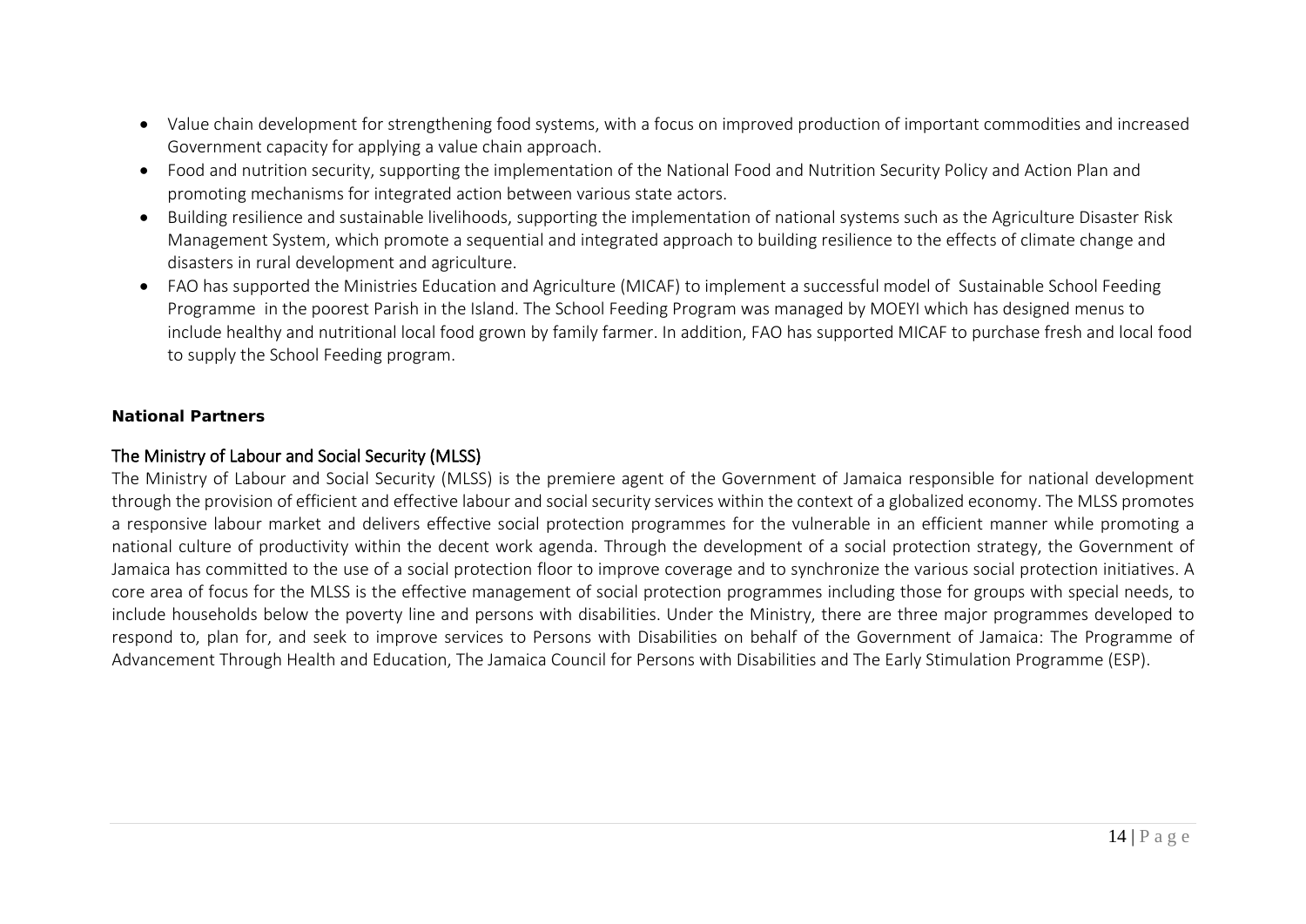- Value chain development for strengthening food systems, with a focus on improved production of important commodities and increased Government capacity for applying a value chain approach.
- Food and nutrition security, supporting the implementation of the National Food and Nutrition Security Policy and Action Plan and promoting mechanisms for integrated action between various state actors.
- Building resilience and sustainable livelihoods, supporting the implementation of national systems such as the Agriculture Disaster Risk Management System, which promote a sequential and integrated approach to building resilience to the effects of climate change and disasters in rural development and agriculture.
- FAO has supported the Ministries Education and Agriculture (MICAF) to implement a successful model of Sustainable School Feeding Programme in the poorest Parish in the Island. The School Feeding Program was managed by MOEYI which has designed menus to include healthy and nutritional local food grown by family farmer. In addition, FAO has supported MICAF to purchase fresh and local food to supply the School Feeding program.

**National Partners**

## The Ministry of Labour and Social Security (MLSS)

The Ministry of Labour and Social Security (MLSS) is the premiere agent of the Government of Jamaica responsible for national development through the provision of efficient and effective labour and social security services within the context of a globalized economy. The MLSS promotes a responsive labour market and delivers effective social protection programmes for the vulnerable in an efficient manner while promoting a national culture of productivity within the decent work agenda. Through the development of a social protection strategy, the Government of Jamaica has committed to the use of a social protection floor to improve coverage and to synchronize the various social protection initiatives. A core area of focus for the MLSS is the effective management of social protection programmes including those for groups with special needs, to include households below the poverty line and persons with disabilities. Under the Ministry, there are three major programmes developed to respond to, plan for, and seek to improve services to Persons with Disabilities on behalf of the Government of Jamaica: The Programme of Advancement Through Health and Education, The Jamaica Council for Persons with Disabilities and The Early Stimulation Programme (ESP).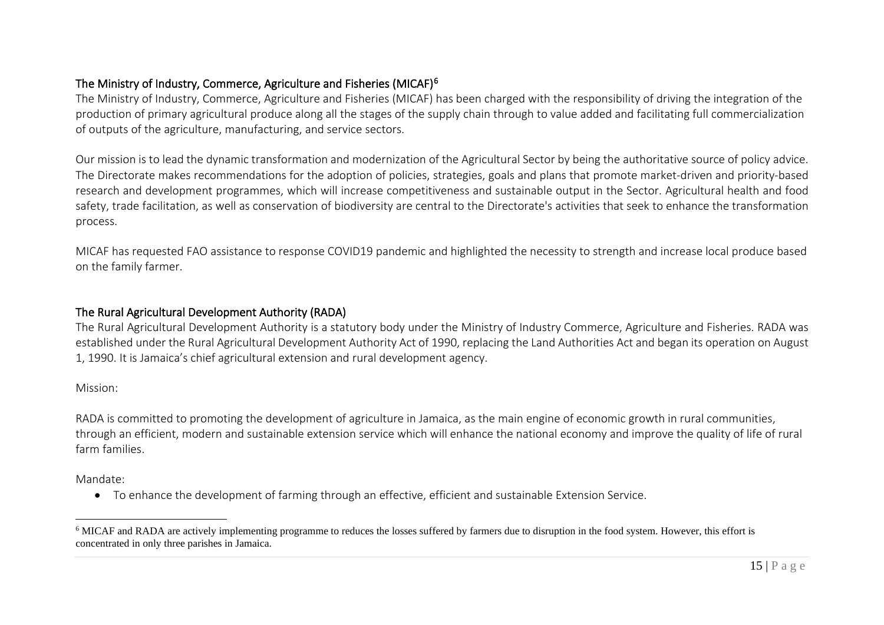### The Ministry of Industry, Commerce, Agriculture and Fisheries (MICAF)[6]

The Ministry of Industry, Commerce, Agriculture and Fisheries (MICAF) has been charged with the responsibility of driving the integration of the production of primary agricultural produce along all the stages of the supply chain through to value added and facilitating full commercialization of outputs of the agriculture, manufacturing, and service sectors.

Our mission is to lead the dynamic transformation and modernization of the Agricultural Sector by being the authoritative source of policy advice. The Directorate makes recommendations for the adoption of policies, strategies, goals and plans that promote market-driven and priority-based research and development programmes, which will increase competitiveness and sustainable output in the Sector. Agricultural health and food safety, trade facilitation, as well as conservation of biodiversity are central to the Directorate's activities that seek to enhance the transformation process.

MICAF has requested FAO assistance to response COVID19 pandemic and highlighted the necessity to strength and increase local produce based on the family farmer.

### The Rural Agricultural Development Authority (RADA)

The Rural Agricultural Development Authority is a statutory body under the Ministry of Industry Commerce, Agriculture and Fisheries. RADA was established under the Rural Agricultural Development Authority Act of 1990, replacing the Land Authorities Act and began its operation on August 1, 1990. It is Jamaica's chief agricultural extension and rural development agency.

Mission:

RADA is committed to promoting the development of agriculture in Jamaica, as the main engine of economic growth in rural communities, through an efficient, modern and sustainable extension service which will enhance the national economy and improve the quality of life of rural farm families.

Mandate:

- To enhance the development of farming through an effective, efficient and sustainable Extension Service.

---

[6] MICAF and RADA are actively implementing programme to reduces the losses suffered by farmers due to disruption in the food system. However, this effort is concentrated in only three parishes in Jamaica.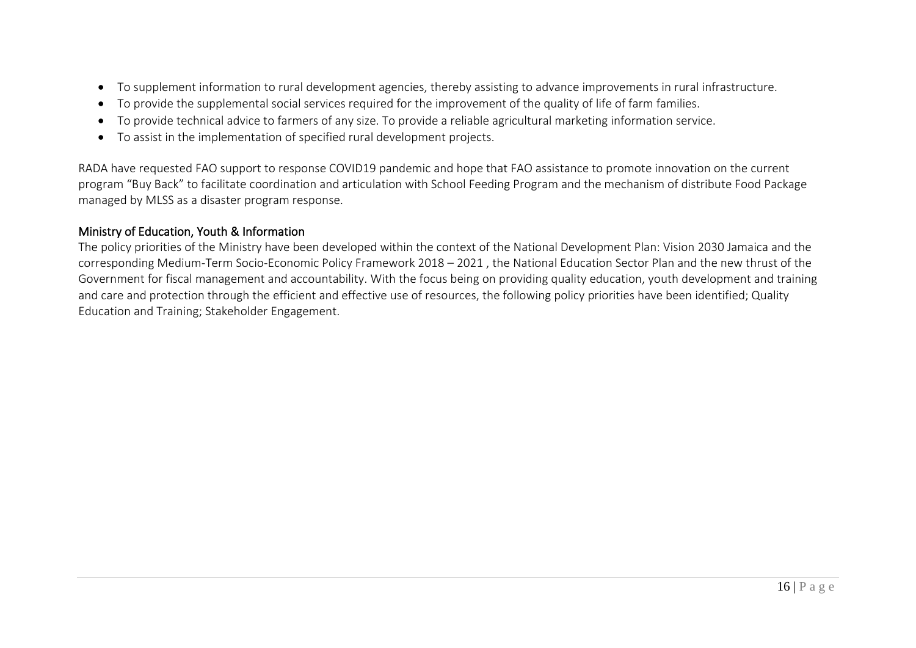- To supplement information to rural development agencies, thereby assisting to advance improvements in rural infrastructure.
- To provide the supplemental social services required for the improvement of the quality of life of farm families.
- To provide technical advice to farmers of any size. To provide a reliable agricultural marketing information service.
- To assist in the implementation of specified rural development projects.

RADA have requested FAO support to response COVID19 pandemic and hope that FAO assistance to promote innovation on the current program "Buy Back" to facilitate coordination and articulation with School Feeding Program and the mechanism of distribute Food Package managed by MLSS as a disaster program response.

### Ministry of Education, Youth & Information

The policy priorities of the Ministry have been developed within the context of the National Development Plan: Vision 2030 Jamaica and the corresponding Medium-Term Socio-Economic Policy Framework 2018 – 2021 , the National Education Sector Plan and the new thrust of the Government for fiscal management and accountability. With the focus being on providing quality education, youth development and training and care and protection through the efficient and effective use of resources, the following policy priorities have been identified; Quality Education and Training; Stakeholder Engagement.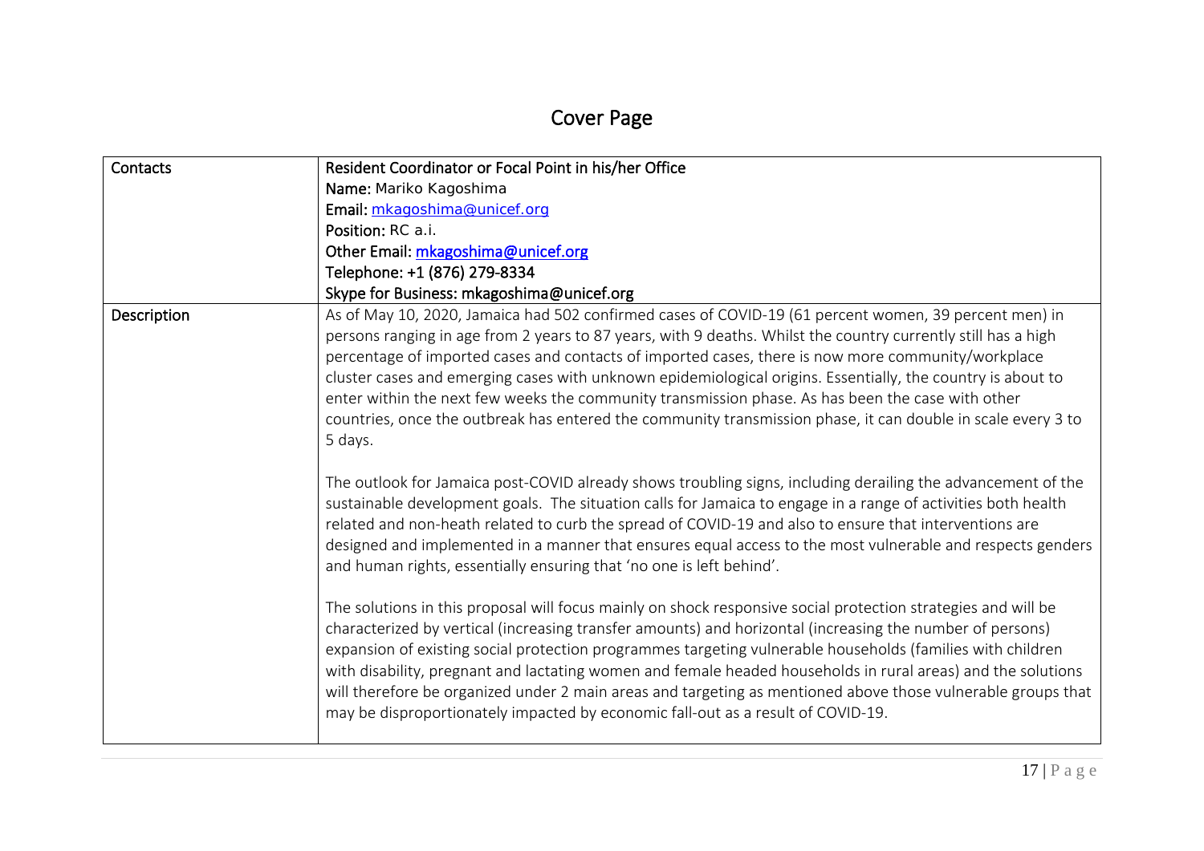# Cover Page

| Contacts | Resident Coordinator or Focal Point in his/her Office<br>Name: Mariko Kagoshima<br>Email: mkagoshima@unicef.org<br>Position: RC a.i.<br>Other Email: mkagoshima@unicef.org<br>Telephone: +1 (876) 279-8334<br>Skype for Business: mkagoshima@unicef.org |
|---|---|
| Description | As of May 10, 2020, Jamaica had 502 confirmed cases of COVID-19 (61 percent women, 39 percent men) in persons ranging in age from 2 years to 87 years, with 9 deaths. Whilst the country currently still has a high percentage of imported cases and contacts of imported cases, there is now more community/workplace cluster cases and emerging cases with unknown epidemiological origins. Essentially, the country is about to enter within the next few weeks the community transmission phase. As has been the case with other countries, once the outbreak has entered the community transmission phase, it can double in scale every 3 to 5 days.<br><br>The outlook for Jamaica post-COVID already shows troubling signs, including derailing the advancement of the sustainable development goals. The situation calls for Jamaica to engage in a range of activities both health related and non-heath related to curb the spread of COVID-19 and also to ensure that interventions are designed and implemented in a manner that ensures equal access to the most vulnerable and respects genders and human rights, essentially ensuring that 'no one is left behind'.<br><br>The solutions in this proposal will focus mainly on shock responsive social protection strategies and will be characterized by vertical (increasing transfer amounts) and horizontal (increasing the number of persons) expansion of existing social protection programmes targeting vulnerable households (families with children with disability, pregnant and lactating women and female headed households in rural areas) and the solutions will therefore be organized under 2 main areas and targeting as mentioned above those vulnerable groups that may be disproportionately impacted by economic fall-out as a result of COVID-19. |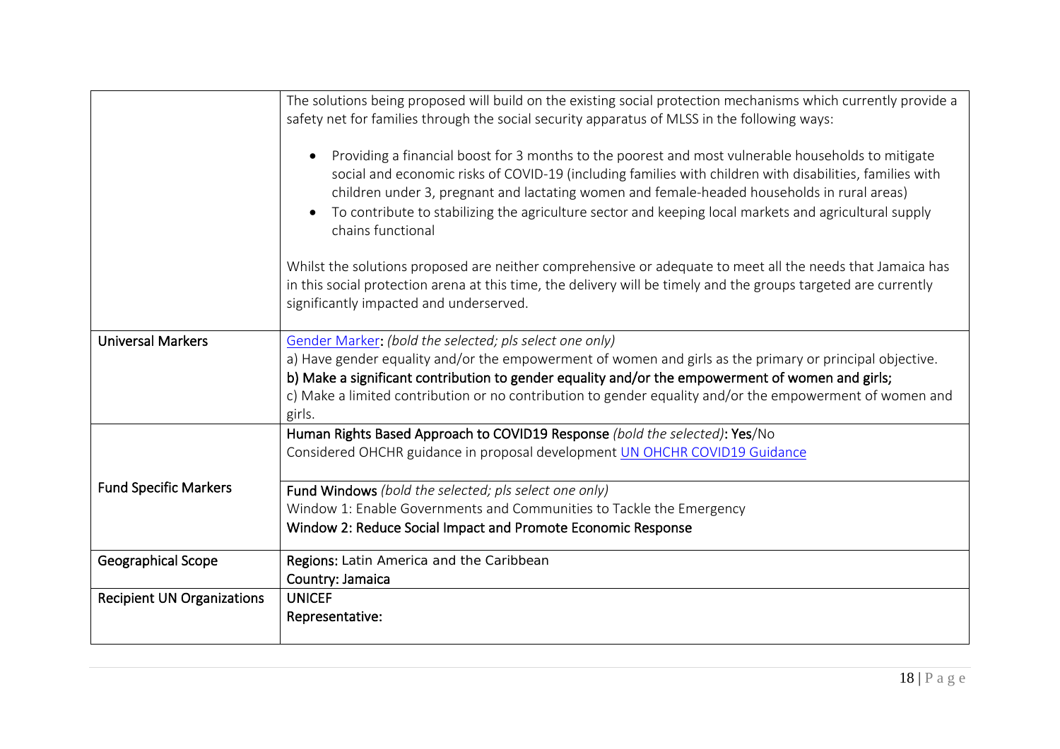| | |
|---|---|
| | The solutions being proposed will build on the existing social protection mechanisms which currently provide a safety net for families through the social security apparatus of MLSS in the following ways:<br><br>• Providing a financial boost for 3 months to the poorest and most vulnerable households to mitigate social and economic risks of COVID-19 (including families with children with disabilities, families with children under 3, pregnant and lactating women and female-headed households in rural areas)<br>• To contribute to stabilizing the agriculture sector and keeping local markets and agricultural supply chains functional<br><br>Whilst the solutions proposed are neither comprehensive or adequate to meet all the needs that Jamaica has in this social protection arena at this time, the delivery will be timely and the groups targeted are currently significantly impacted and underserved. |
| Universal Markers | Gender Marker: *(bold the selected; pls select one only)*<br>a) Have gender equality and/or the empowerment of women and girls as the primary or principal objective.<br>**b) Make a significant contribution to gender equality and/or the empowerment of women and girls;**<br>c) Make a limited contribution or no contribution to gender equality and/or the empowerment of women and girls. |
| Fund Specific Markers | **Human Rights Based Approach to COVID19 Response** *(bold the selected)*: **Yes**/No<br>Considered OHCHR guidance in proposal development UN OHCHR COVID19 Guidance<br><br>**Fund Windows** *(bold the selected; pls select one only)*<br>Window 1: Enable Governments and Communities to Tackle the Emergency<br>**Window 2: Reduce Social Impact and Promote Economic Response** |
| Geographical Scope | **Regions:** Latin America and the Caribbean<br>**Country: Jamaica** |
| Recipient UN Organizations | **UNICEF**<br>**Representative:** |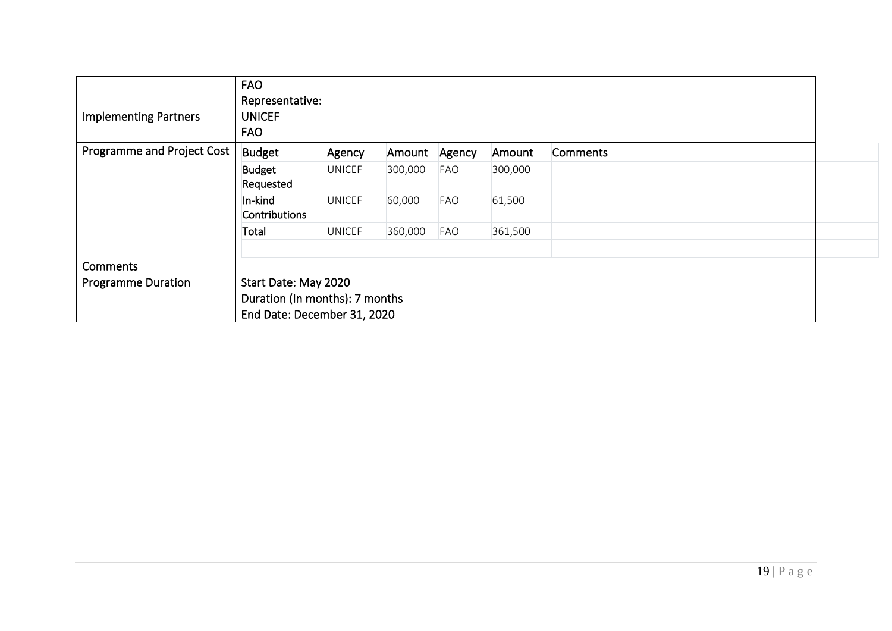| | |
|---|---|
| | FAO<br>Representative: |
| Implementing Partners | UNICEF<br>FAO |
| Programme and Project Cost | |

| Budget | Agency | Amount | Agency | Amount | Comments |
|---|---|---|---|---|---|
| Budget Requested | UNICEF | 300,000 | FAO | 300,000 | |
| In-kind Contributions | UNICEF | 60,000 | FAO | 61,500 | |
| Total | UNICEF | 360,000 | FAO | 361,500 | |
| | | | | | |

| | |
|---|---|
| Comments | |
| Programme Duration | Start Date: May 2020 |
| | Duration (In months): 7 months |
| | End Date: December 31, 2020 |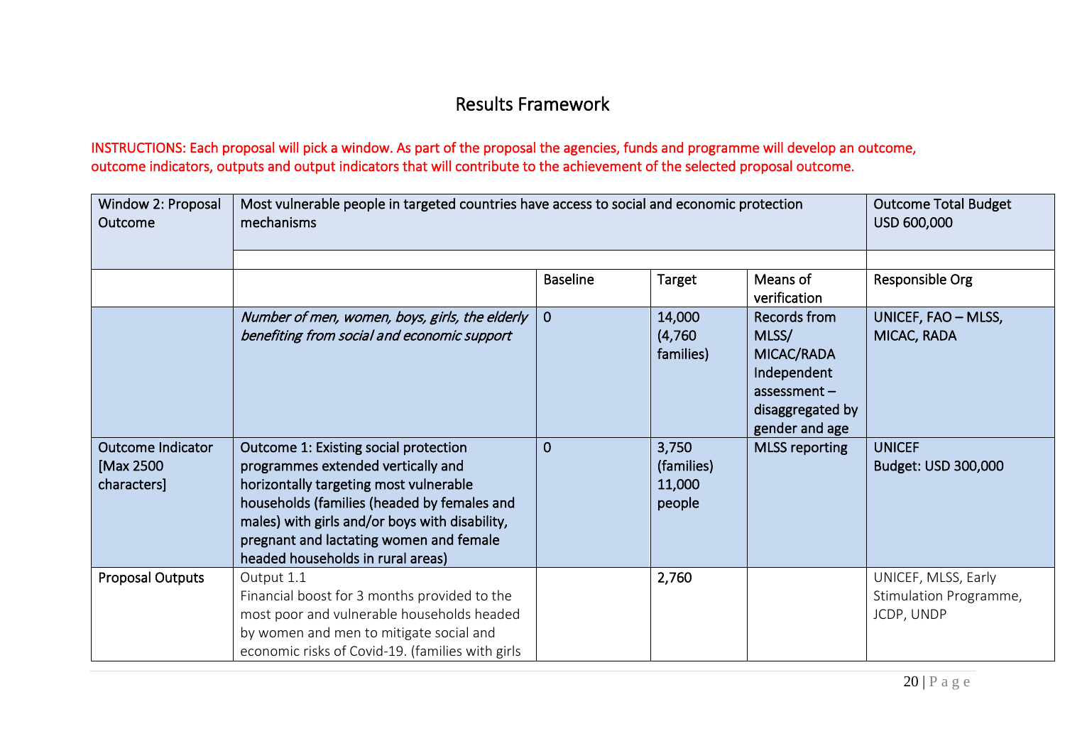# Results Framework

INSTRUCTIONS: Each proposal will pick a window. As part of the proposal the agencies, funds and programme will develop an outcome, outcome indicators, outputs and output indicators that will contribute to the achievement of the selected proposal outcome.

| Window 2: Proposal Outcome | Most vulnerable people in targeted countries have access to social and economic protection mechanisms | | | | Outcome Total Budget USD 600,000 |
|---|---|---|---|---|---|
| | | Baseline | Target | Means of verification | Responsible Org |
| | *Number of men, women, boys, girls, the elderly benefiting from social and economic support* | 0 | 14,000 (4,760 families) | Records from MLSS/ MICAC/RADA Independent assessment – disaggregated by gender and age | UNICEF, FAO – MLSS, MICAC, RADA |
| Outcome Indicator [Max 2500 characters] | Outcome 1: Existing social protection programmes extended vertically and horizontally targeting most vulnerable households (families (headed by females and males) with girls and/or boys with disability, pregnant and lactating women and female headed households in rural areas) | 0 | 3,750 (families) 11,000 people | MLSS reporting | UNICEF Budget: USD 300,000 |
| Proposal Outputs | Output 1.1 Financial boost for 3 months provided to the most poor and vulnerable households headed by women and men to mitigate social and economic risks of Covid-19. (families with girls | | 2,760 | | UNICEF, MLSS, Early Stimulation Programme, JCDP, UNDP |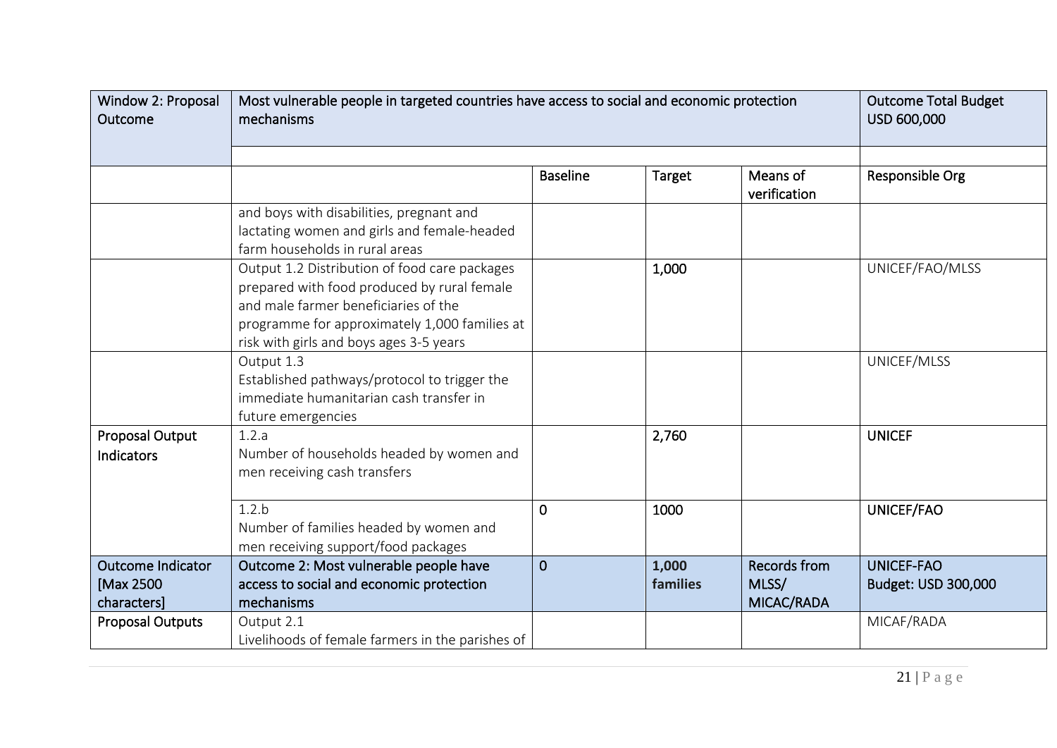| Window 2: Proposal Outcome | Most vulnerable people in targeted countries have access to social and economic protection mechanisms | | | | Outcome Total Budget USD 600,000 |
|---|---|---|---|---|---|
| | | | | | |
| | | Baseline | Target | Means of verification | Responsible Org |
| | and boys with disabilities, pregnant and lactating women and girls and female-headed farm households in rural areas | | | | |
| | Output 1.2 Distribution of food care packages prepared with food produced by rural female and male farmer beneficiaries of the programme for approximately 1,000 families at risk with girls and boys ages 3-5 years | | 1,000 | | UNICEF/FAO/MLSS |
| | Output 1.3<br>Established pathways/protocol to trigger the immediate humanitarian cash transfer in future emergencies | | | | UNICEF/MLSS |
| **Proposal Output Indicators** | 1.2.a<br>Number of households headed by women and men receiving cash transfers | | 2,760 | | **UNICEF** |
| | 1.2.b<br>Number of families headed by women and men receiving support/food packages | 0 | 1000 | | **UNICEF/FAO** |
| **Outcome Indicator [Max 2500 characters]** | **Outcome 2: Most vulnerable people have access to social and economic protection mechanisms** | **0** | **1,000 families** | **Records from MLSS/ MICAC/RADA** | **UNICEF-FAO Budget: USD 300,000** |
| **Proposal Outputs** | Output 2.1<br>Livelihoods of female farmers in the parishes of | | | | MICAF/RADA |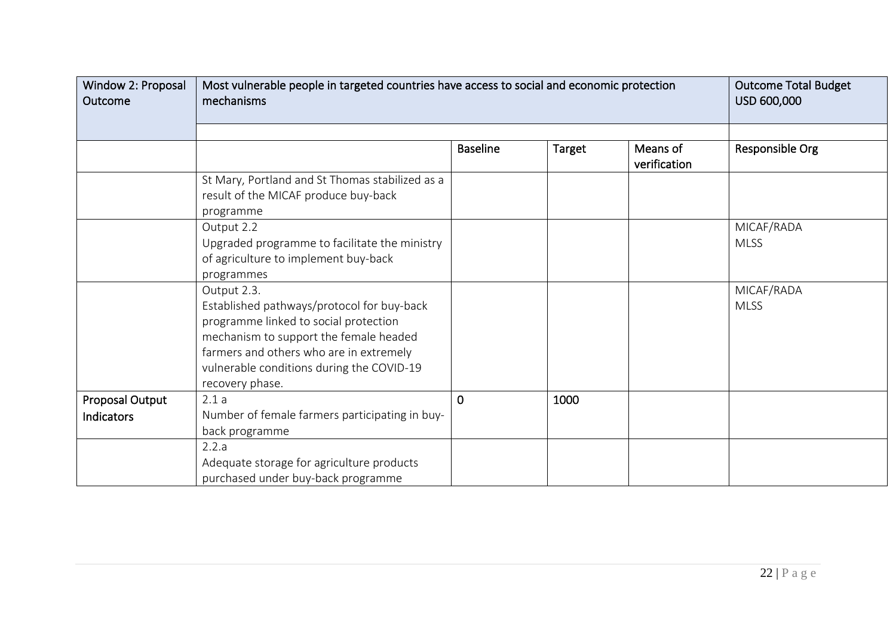| Window 2: Proposal Outcome | Most vulnerable people in targeted countries have access to social and economic protection mechanisms | | | | Outcome Total Budget USD 600,000 |
|---|---|---|---|---|---|
| | | | | | |
| | | Baseline | Target | Means of verification | Responsible Org |
| | St Mary, Portland and St Thomas stabilized as a result of the MICAF produce buy-back programme | | | | |
| | Output 2.2<br>Upgraded programme to facilitate the ministry of agriculture to implement buy-back programmes | | | | MICAF/RADA<br>MLSS |
| | Output 2.3.<br>Established pathways/protocol for buy-back programme linked to social protection mechanism to support the female headed farmers and others who are in extremely vulnerable conditions during the COVID-19 recovery phase. | | | | MICAF/RADA<br>MLSS |
| **Proposal Output Indicators** | 2.1 a<br>Number of female farmers participating in buy-back programme | 0 | 1000 | | |
| | 2.2.a<br>Adequate storage for agriculture products purchased under buy-back programme | | | | |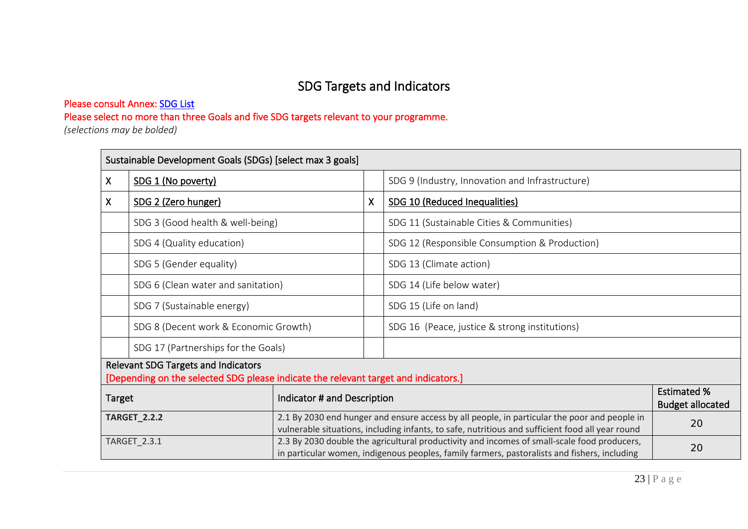## SDG Targets and Indicators

Please consult Annex: SDG List
Please select no more than three Goals and five SDG targets relevant to your programme.
*(selections may be bolded)*

| Sustainable Development Goals (SDGs) [select max 3 goals] | | | |
|---|---|---|---|
| X | SDG 1 (No poverty) | | SDG 9 (Industry, Innovation and Infrastructure) |
| X | SDG 2 (Zero hunger) | X | SDG 10 (Reduced Inequalities) |
| | SDG 3 (Good health & well-being) | | SDG 11 (Sustainable Cities & Communities) |
| | SDG 4 (Quality education) | | SDG 12 (Responsible Consumption & Production) |
| | SDG 5 (Gender equality) | | SDG 13 (Climate action) |
| | SDG 6 (Clean water and sanitation) | | SDG 14 (Life below water) |
| | SDG 7 (Sustainable energy) | | SDG 15 (Life on land) |
| | SDG 8 (Decent work & Economic Growth) | | SDG 16 (Peace, justice & strong institutions) |
| | SDG 17 (Partnerships for the Goals) | | |

Relevant SDG Targets and Indicators
[Depending on the selected SDG please indicate the relevant target and indicators.]

| Target | Indicator # and Description | Estimated % Budget allocated |
|---|---|---|
| **TARGET_2.2.2** | 2.1 By 2030 end hunger and ensure access by all people, in particular the poor and people in vulnerable situations, including infants, to safe, nutritious and sufficient food all year round | 20 |
| TARGET_2.3.1 | 2.3 By 2030 double the agricultural productivity and incomes of small-scale food producers, in particular women, indigenous peoples, family farmers, pastoralists and fishers, including | 20 |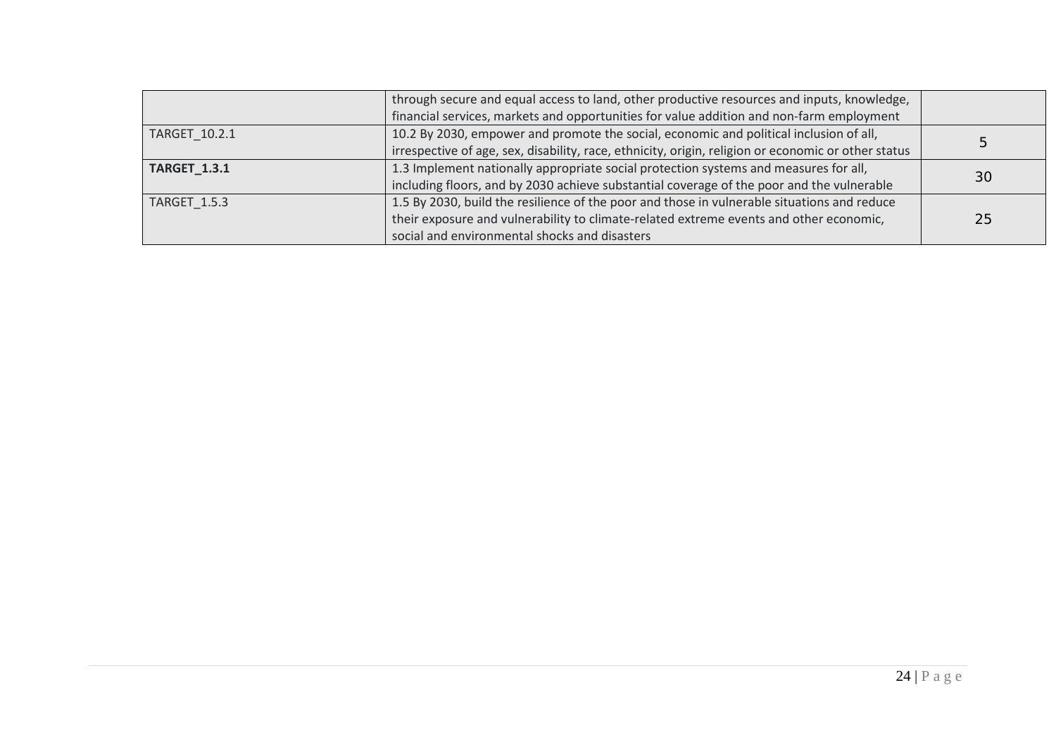| | | |
|---|---|---|
| | through secure and equal access to land, other productive resources and inputs, knowledge, financial services, markets and opportunities for value addition and non-farm employment | |
| TARGET_10.2.1 | 10.2 By 2030, empower and promote the social, economic and political inclusion of all, irrespective of age, sex, disability, race, ethnicity, origin, religion or economic or other status | 5 |
| **TARGET_1.3.1** | 1.3 Implement nationally appropriate social protection systems and measures for all, including floors, and by 2030 achieve substantial coverage of the poor and the vulnerable | 30 |
| TARGET_1.5.3 | 1.5 By 2030, build the resilience of the poor and those in vulnerable situations and reduce their exposure and vulnerability to climate-related extreme events and other economic, social and environmental shocks and disasters | 25 |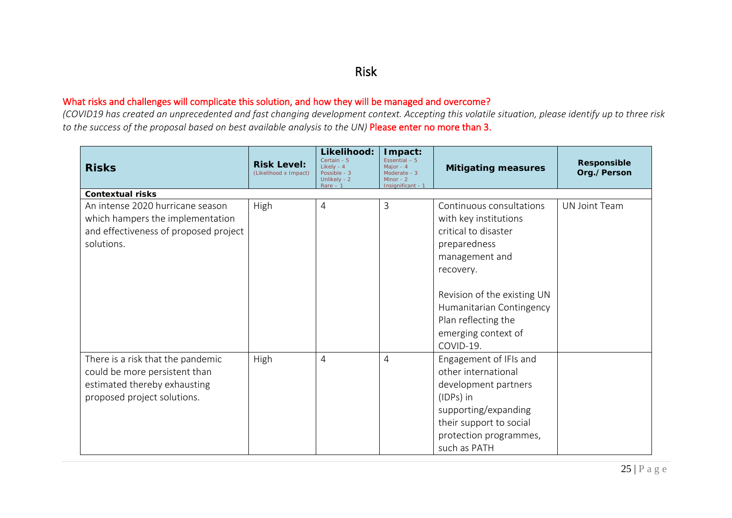# Risk

What risks and challenges will complicate this solution, and how they will be managed and overcome?

*(COVID19 has created an unprecedented and fast changing development context. Accepting this volatile situation, please identify up to three risk to the success of the proposal based on best available analysis to the UN)* Please enter no more than 3.

| **Risks** | **Risk Level:** (Likelihood x Impact) | **Likelihood:** Certain - 5 Likely - 4 Possible - 3 Unlikely - 2 Rare – 1 | **Impact:** Essential – 5 Major - 4 Moderate - 3 Minor - 2 Insignificant - 1 | **Mitigating measures** | **Responsible Org./ Person** |
|---|---|---|---|---|---|
| **Contextual risks** | | | | | |
| An intense 2020 hurricane season which hampers the implementation and effectiveness of proposed project solutions. | High | 4 | 3 | Continuous consultations with key institutions critical to disaster preparedness management and recovery.<br><br>Revision of the existing UN Humanitarian Contingency Plan reflecting the emerging context of COVID-19. | UN Joint Team |
| There is a risk that the pandemic could be more persistent than estimated thereby exhausting proposed project solutions. | High | 4 | 4 | Engagement of IFIs and other international development partners (IDPs) in supporting/expanding their support to social protection programmes, such as PATH | |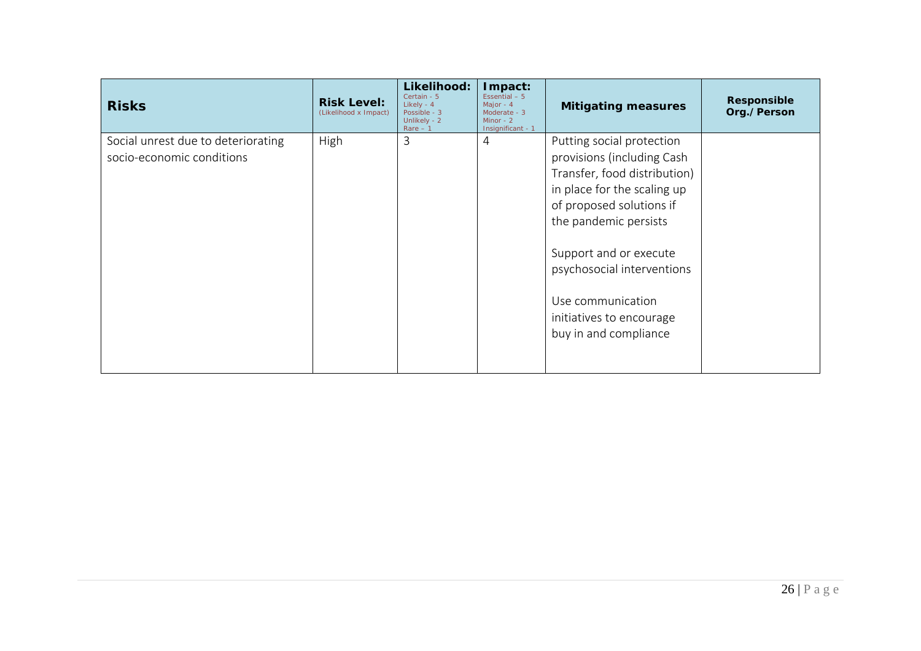| **Risks** | **Risk Level:** (Likelihood x Impact) | **Likelihood:** Certain - 5 Likely - 4 Possible - 3 Unlikely - 2 Rare – 1 | **Impact:** Essential – 5 Major - 4 Moderate - 3 Minor - 2 Insignificant - 1 | **Mitigating measures** | **Responsible Org./Person** |
|---|---|---|---|---|---|
| Social unrest due to deteriorating socio-economic conditions | High | 3 | 4 | Putting social protection provisions (including Cash Transfer, food distribution) in place for the scaling up of proposed solutions if the pandemic persists<br><br>Support and or execute psychosocial interventions<br><br>Use communication initiatives to encourage buy in and compliance | |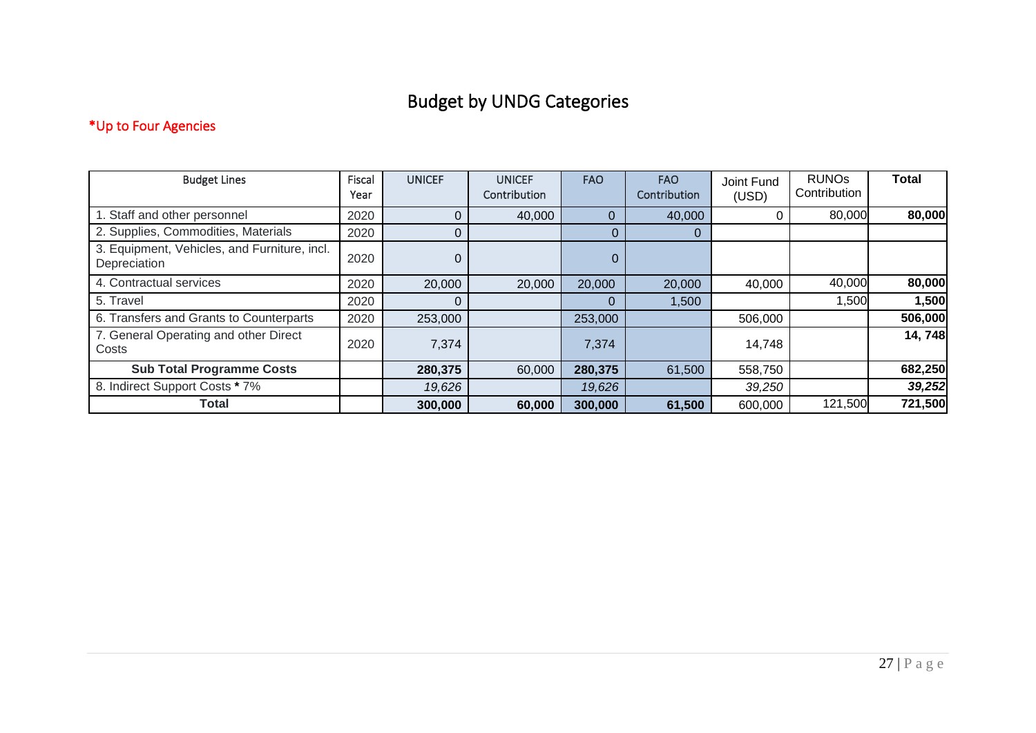# Budget by UNDG Categories

*Up to Four Agencies

| Budget Lines | Fiscal Year | UNICEF | UNICEF Contribution | FAO | FAO Contribution | Joint Fund (USD) | RUNOs Contribution | Total |
|---|---|---|---|---|---|---|---|---|
| 1. Staff and other personnel | 2020 | 0 | 40,000 | 0 | 40,000 | 0 | 80,000 | **80,000** |
| 2. Supplies, Commodities, Materials | 2020 | 0 | | 0 | 0 | | | |
| 3. Equipment, Vehicles, and Furniture, incl. Depreciation | 2020 | 0 | | 0 | | | | |
| 4. Contractual services | 2020 | 20,000 | 20,000 | 20,000 | 20,000 | 40,000 | 40,000 | **80,000** |
| 5. Travel | 2020 | 0 | | 0 | 1,500 | | 1,500 | **1,500** |
| 6. Transfers and Grants to Counterparts | 2020 | 253,000 | | 253,000 | | 506,000 | | **506,000** |
| 7. General Operating and other Direct Costs | 2020 | 7,374 | | 7,374 | | 14,748 | | **14, 748** |
| **Sub Total Programme Costs** | | **280,375** | 60,000 | **280,375** | 61,500 | 558,750 | | **682,250** |
| 8. Indirect Support Costs **\*** 7% | | *19,626* | | *19,626* | | *39,250* | | ***39,252*** |
| **Total** | | **300,000** | **60,000** | **300,000** | **61,500** | 600,000 | 121,500 | **721,500** |